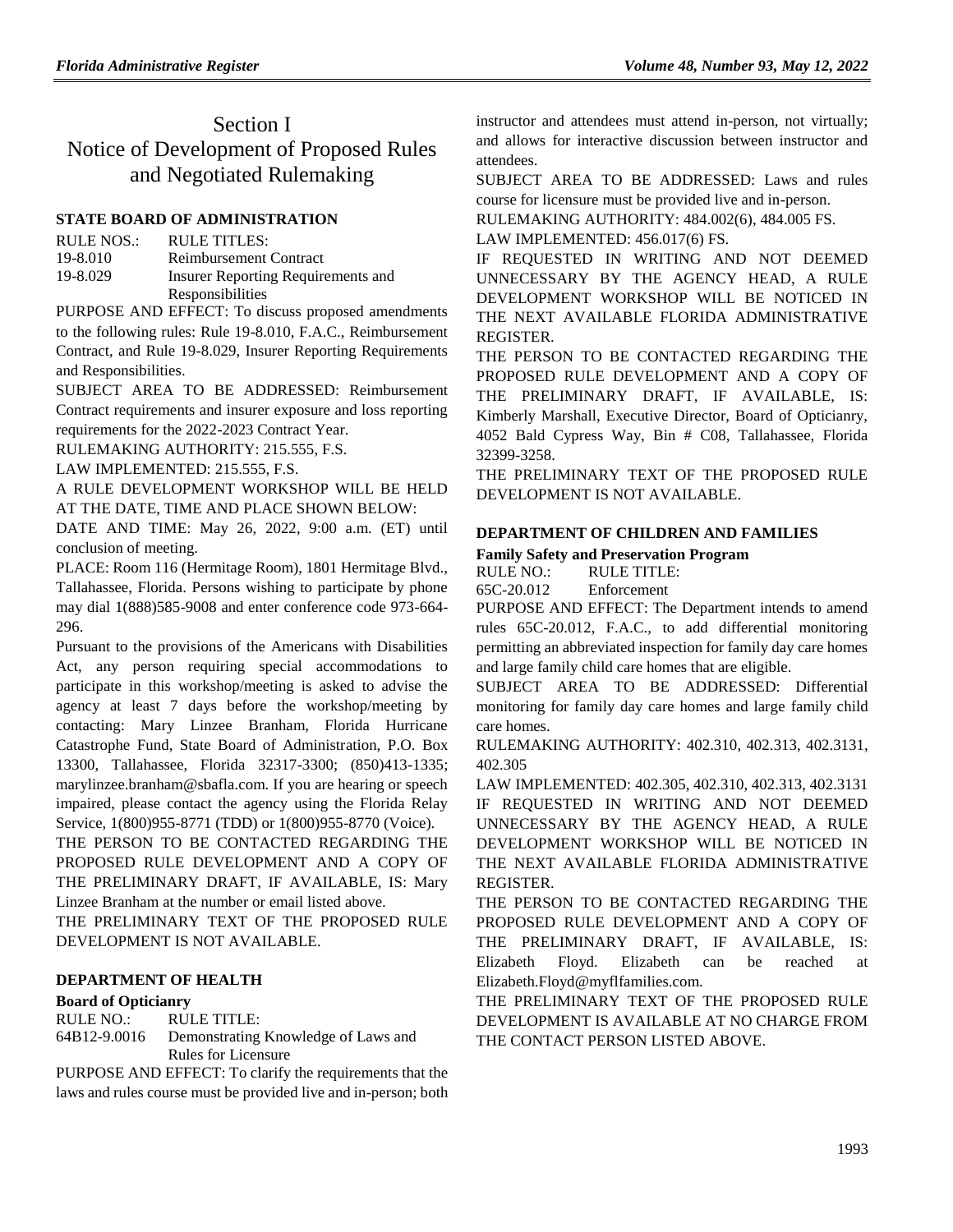# Section I
# Notice of Development of Proposed Rules and Negotiated Rulemaking

### STATE BOARD OF ADMINISTRATION

| RULE NOS.: | RULE TITLES: |
| --- | --- |
| 19-8.010 | Reimbursement Contract |
| 19-8.029 | Insurer Reporting Requirements and Responsibilities |

PURPOSE AND EFFECT: To discuss proposed amendments to the following rules: Rule 19-8.010, F.A.C., Reimbursement Contract, and Rule 19-8.029, Insurer Reporting Requirements and Responsibilities.

SUBJECT AREA TO BE ADDRESSED: Reimbursement Contract requirements and insurer exposure and loss reporting requirements for the 2022-2023 Contract Year.

RULEMAKING AUTHORITY: 215.555, F.S.

LAW IMPLEMENTED: 215.555, F.S.

A RULE DEVELOPMENT WORKSHOP WILL BE HELD AT THE DATE, TIME AND PLACE SHOWN BELOW:

DATE AND TIME: May 26, 2022, 9:00 a.m. (ET) until conclusion of meeting.

PLACE: Room 116 (Hermitage Room), 1801 Hermitage Blvd., Tallahassee, Florida. Persons wishing to participate by phone may dial 1(888)585-9008 and enter conference code 973-664-296.

Pursuant to the provisions of the Americans with Disabilities Act, any person requiring special accommodations to participate in this workshop/meeting is asked to advise the agency at least 7 days before the workshop/meeting by contacting: Mary Linzee Branham, Florida Hurricane Catastrophe Fund, State Board of Administration, P.O. Box 13300, Tallahassee, Florida 32317-3300; (850)413-1335; marylinzee.branham@sbafla.com. If you are hearing or speech impaired, please contact the agency using the Florida Relay Service, 1(800)955-8771 (TDD) or 1(800)955-8770 (Voice).

THE PERSON TO BE CONTACTED REGARDING THE PROPOSED RULE DEVELOPMENT AND A COPY OF THE PRELIMINARY DRAFT, IF AVAILABLE, IS: Mary Linzee Branham at the number or email listed above.

THE PRELIMINARY TEXT OF THE PROPOSED RULE DEVELOPMENT IS NOT AVAILABLE.

### DEPARTMENT OF HEALTH

**Board of Opticianry**

| RULE NO.: | RULE TITLE: |
| --- | --- |
| 64B12-9.0016 | Demonstrating Knowledge of Laws and Rules for Licensure |

PURPOSE AND EFFECT: To clarify the requirements that the laws and rules course must be provided live and in-person; both instructor and attendees must attend in-person, not virtually; and allows for interactive discussion between instructor and attendees.

SUBJECT AREA TO BE ADDRESSED: Laws and rules course for licensure must be provided live and in-person.

RULEMAKING AUTHORITY: 484.002(6), 484.005 FS.

LAW IMPLEMENTED: 456.017(6) FS.

IF REQUESTED IN WRITING AND NOT DEEMED UNNECESSARY BY THE AGENCY HEAD, A RULE DEVELOPMENT WORKSHOP WILL BE NOTICED IN THE NEXT AVAILABLE FLORIDA ADMINISTRATIVE REGISTER.

THE PERSON TO BE CONTACTED REGARDING THE PROPOSED RULE DEVELOPMENT AND A COPY OF THE PRELIMINARY DRAFT, IF AVAILABLE, IS: Kimberly Marshall, Executive Director, Board of Opticianry, 4052 Bald Cypress Way, Bin # C08, Tallahassee, Florida 32399-3258.

THE PRELIMINARY TEXT OF THE PROPOSED RULE DEVELOPMENT IS NOT AVAILABLE.

### DEPARTMENT OF CHILDREN AND FAMILIES

**Family Safety and Preservation Program**

| RULE NO.: | RULE TITLE: |
| --- | --- |
| 65C-20.012 | Enforcement |

PURPOSE AND EFFECT: The Department intends to amend rules 65C-20.012, F.A.C., to add differential monitoring permitting an abbreviated inspection for family day care homes and large family child care homes that are eligible.

SUBJECT AREA TO BE ADDRESSED: Differential monitoring for family day care homes and large family child care homes.

RULEMAKING AUTHORITY: 402.310, 402.313, 402.3131, 402.305

LAW IMPLEMENTED: 402.305, 402.310, 402.313, 402.3131

IF REQUESTED IN WRITING AND NOT DEEMED UNNECESSARY BY THE AGENCY HEAD, A RULE DEVELOPMENT WORKSHOP WILL BE NOTICED IN THE NEXT AVAILABLE FLORIDA ADMINISTRATIVE REGISTER.

THE PERSON TO BE CONTACTED REGARDING THE PROPOSED RULE DEVELOPMENT AND A COPY OF THE PRELIMINARY DRAFT, IF AVAILABLE, IS: Elizabeth Floyd. Elizabeth can be reached at Elizabeth.Floyd@myflfamilies.com.

THE PRELIMINARY TEXT OF THE PROPOSED RULE DEVELOPMENT IS AVAILABLE AT NO CHARGE FROM THE CONTACT PERSON LISTED ABOVE.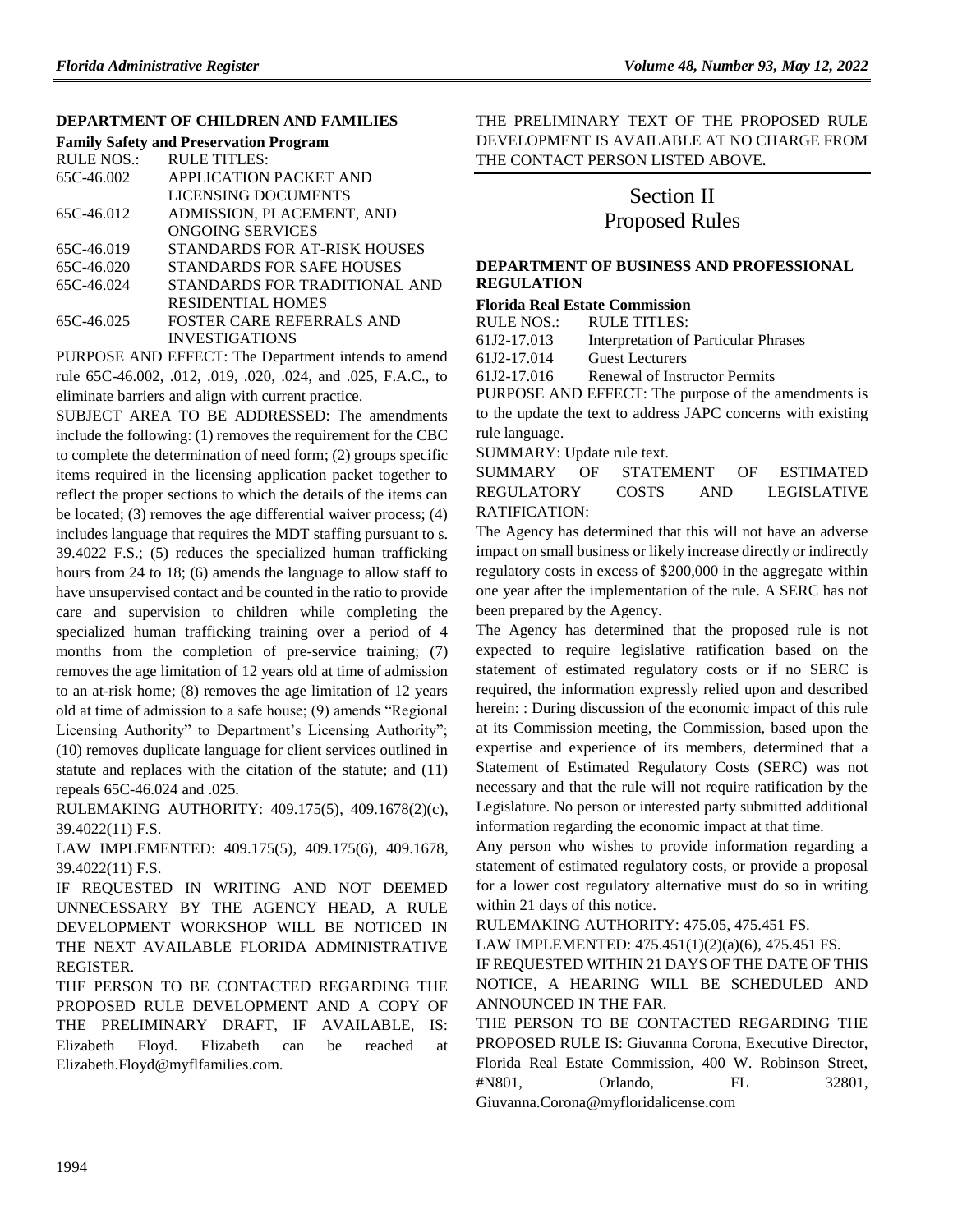### DEPARTMENT OF CHILDREN AND FAMILIES

#### Family Safety and Preservation Program

| RULE NOS.: | RULE TITLES: |
|---|---|
| 65C-46.002 | APPLICATION PACKET AND LICENSING DOCUMENTS |
| 65C-46.012 | ADMISSION, PLACEMENT, AND ONGOING SERVICES |
| 65C-46.019 | STANDARDS FOR AT-RISK HOUSES |
| 65C-46.020 | STANDARDS FOR SAFE HOUSES |
| 65C-46.024 | STANDARDS FOR TRADITIONAL AND RESIDENTIAL HOMES |
| 65C-46.025 | FOSTER CARE REFERRALS AND INVESTIGATIONS |

PURPOSE AND EFFECT: The Department intends to amend rule 65C-46.002, .012, .019, .020, .024, and .025, F.A.C., to eliminate barriers and align with current practice.

SUBJECT AREA TO BE ADDRESSED: The amendments include the following: (1) removes the requirement for the CBC to complete the determination of need form; (2) groups specific items required in the licensing application packet together to reflect the proper sections to which the details of the items can be located; (3) removes the age differential waiver process; (4) includes language that requires the MDT staffing pursuant to s. 39.4022 F.S.; (5) reduces the specialized human trafficking hours from 24 to 18; (6) amends the language to allow staff to have unsupervised contact and be counted in the ratio to provide care and supervision to children while completing the specialized human trafficking training over a period of 4 months from the completion of pre-service training; (7) removes the age limitation of 12 years old at time of admission to an at-risk home; (8) removes the age limitation of 12 years old at time of admission to a safe house; (9) amends "Regional Licensing Authority" to Department's Licensing Authority"; (10) removes duplicate language for client services outlined in statute and replaces with the citation of the statute; and (11) repeals 65C-46.024 and .025.

RULEMAKING AUTHORITY: 409.175(5), 409.1678(2)(c), 39.4022(11) F.S.

LAW IMPLEMENTED: 409.175(5), 409.175(6), 409.1678, 39.4022(11) F.S.

IF REQUESTED IN WRITING AND NOT DEEMED UNNECESSARY BY THE AGENCY HEAD, A RULE DEVELOPMENT WORKSHOP WILL BE NOTICED IN THE NEXT AVAILABLE FLORIDA ADMINISTRATIVE REGISTER.

THE PERSON TO BE CONTACTED REGARDING THE PROPOSED RULE DEVELOPMENT AND A COPY OF THE PRELIMINARY DRAFT, IF AVAILABLE, IS: Elizabeth Floyd. Elizabeth can be reached at Elizabeth.Floyd@myflfamilies.com.

THE PRELIMINARY TEXT OF THE PROPOSED RULE DEVELOPMENT IS AVAILABLE AT NO CHARGE FROM THE CONTACT PERSON LISTED ABOVE.

# Section II
# Proposed Rules

### DEPARTMENT OF BUSINESS AND PROFESSIONAL REGULATION

#### Florida Real Estate Commission

| RULE NOS.: | RULE TITLES: |
|---|---|
| 61J2-17.013 | Interpretation of Particular Phrases |
| 61J2-17.014 | Guest Lecturers |
| 61J2-17.016 | Renewal of Instructor Permits |

PURPOSE AND EFFECT: The purpose of the amendments is to the update the text to address JAPC concerns with existing rule language.

SUMMARY: Update rule text.

SUMMARY OF STATEMENT OF ESTIMATED REGULATORY COSTS AND LEGISLATIVE RATIFICATION:

The Agency has determined that this will not have an adverse impact on small business or likely increase directly or indirectly regulatory costs in excess of $200,000 in the aggregate within one year after the implementation of the rule. A SERC has not been prepared by the Agency.

The Agency has determined that the proposed rule is not expected to require legislative ratification based on the statement of estimated regulatory costs or if no SERC is required, the information expressly relied upon and described herein: : During discussion of the economic impact of this rule at its Commission meeting, the Commission, based upon the expertise and experience of its members, determined that a Statement of Estimated Regulatory Costs (SERC) was not necessary and that the rule will not require ratification by the Legislature. No person or interested party submitted additional information regarding the economic impact at that time.

Any person who wishes to provide information regarding a statement of estimated regulatory costs, or provide a proposal for a lower cost regulatory alternative must do so in writing within 21 days of this notice.

RULEMAKING AUTHORITY: 475.05, 475.451 FS.

LAW IMPLEMENTED: 475.451(1)(2)(a)(6), 475.451 FS.

IF REQUESTED WITHIN 21 DAYS OF THE DATE OF THIS NOTICE, A HEARING WILL BE SCHEDULED AND ANNOUNCED IN THE FAR.

THE PERSON TO BE CONTACTED REGARDING THE PROPOSED RULE IS: Giuvanna Corona, Executive Director, Florida Real Estate Commission, 400 W. Robinson Street, #N801, Orlando, FL 32801, Giuvanna.Corona@myfloridalicense.com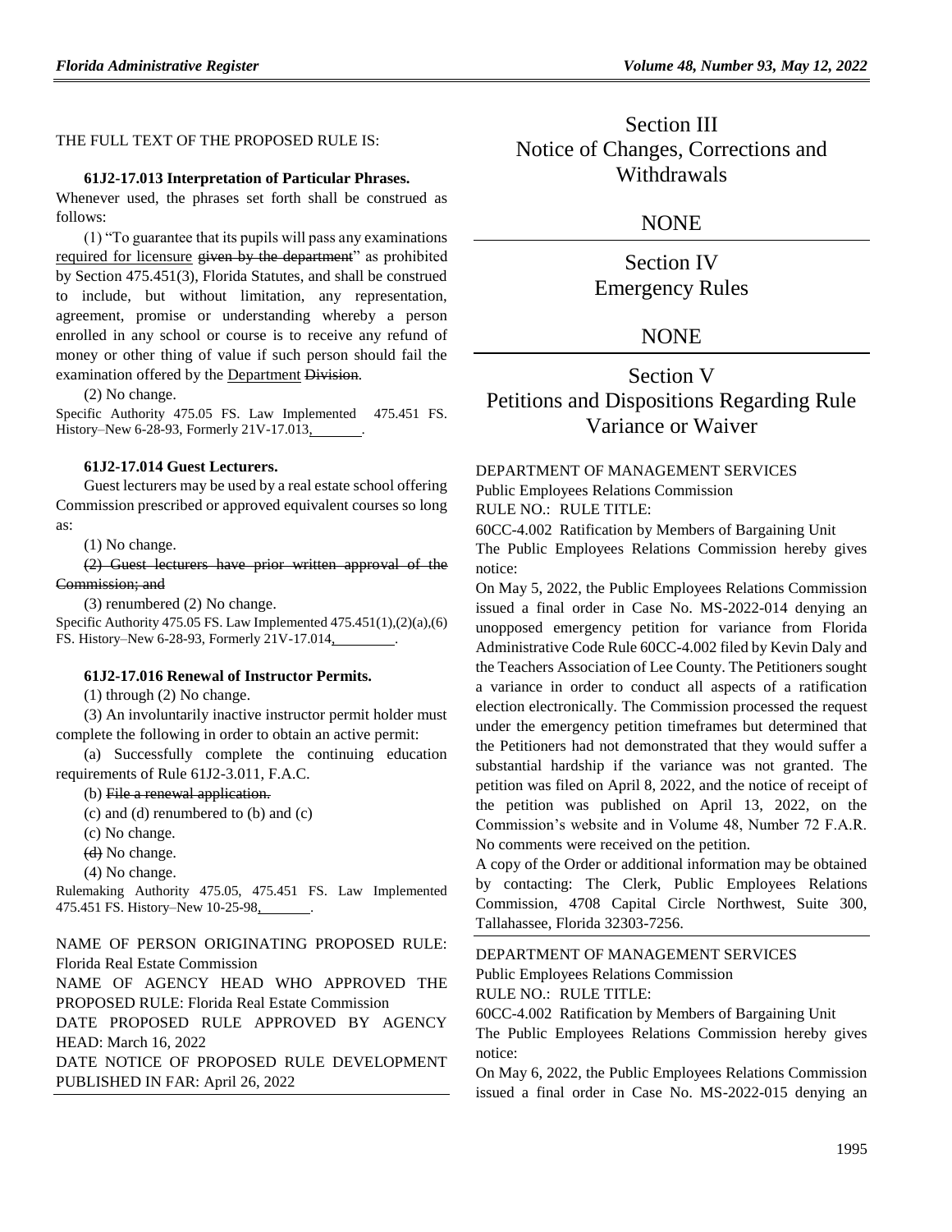THE FULL TEXT OF THE PROPOSED RULE IS:

**61J2-17.013 Interpretation of Particular Phrases.**

Whenever used, the phrases set forth shall be construed as follows:

(1) "To guarantee that its pupils will pass any examinations required for licensure ~~given by the department~~" as prohibited by Section 475.451(3), Florida Statutes, and shall be construed to include, but without limitation, any representation, agreement, promise or understanding whereby a person enrolled in any school or course is to receive any refund of money or other thing of value if such person should fail the examination offered by the Department ~~Division~~.

(2) No change.

Specific Authority 475.05 FS. Law Implemented 475.451 FS. History–New 6-28-93, Formerly 21V-17.013, ________.

**61J2-17.014 Guest Lecturers.**

Guest lecturers may be used by a real estate school offering Commission prescribed or approved equivalent courses so long as:

(1) No change.

~~(2) Guest lecturers have prior written approval of the Commission; and~~

(3) renumbered (2) No change.

Specific Authority 475.05 FS. Law Implemented 475.451(1),(2)(a),(6) FS. History–New 6-28-93, Formerly 21V-17.014, ________.

**61J2-17.016 Renewal of Instructor Permits.**

(1) through (2) No change.

(3) An involuntarily inactive instructor permit holder must complete the following in order to obtain an active permit:

(a) Successfully complete the continuing education requirements of Rule 61J2-3.011, F.A.C.

(b) ~~File a renewal application.~~

(c) and (d) renumbered to (b) and (c)

(c) No change.

~~(d)~~ No change.

(4) No change.

Rulemaking Authority 475.05, 475.451 FS. Law Implemented 475.451 FS. History–New 10-25-98, ________.

NAME OF PERSON ORIGINATING PROPOSED RULE: Florida Real Estate Commission

NAME OF AGENCY HEAD WHO APPROVED THE PROPOSED RULE: Florida Real Estate Commission

DATE PROPOSED RULE APPROVED BY AGENCY HEAD: March 16, 2022

DATE NOTICE OF PROPOSED RULE DEVELOPMENT PUBLISHED IN FAR: April 26, 2022

# Section III
# Notice of Changes, Corrections and Withdrawals

NONE

# Section IV
# Emergency Rules

NONE

# Section V
# Petitions and Dispositions Regarding Rule Variance or Waiver

DEPARTMENT OF MANAGEMENT SERVICES

Public Employees Relations Commission

RULE NO.: RULE TITLE:

60CC-4.002 Ratification by Members of Bargaining Unit

The Public Employees Relations Commission hereby gives notice:

On May 5, 2022, the Public Employees Relations Commission issued a final order in Case No. MS-2022-014 denying an unopposed emergency petition for variance from Florida Administrative Code Rule 60CC-4.002 filed by Kevin Daly and the Teachers Association of Lee County. The Petitioners sought a variance in order to conduct all aspects of a ratification election electronically. The Commission processed the request under the emergency petition timeframes but determined that the Petitioners had not demonstrated that they would suffer a substantial hardship if the variance was not granted. The petition was filed on April 8, 2022, and the notice of receipt of the petition was published on April 13, 2022, on the Commission's website and in Volume 48, Number 72 F.A.R. No comments were received on the petition.

A copy of the Order or additional information may be obtained by contacting: The Clerk, Public Employees Relations Commission, 4708 Capital Circle Northwest, Suite 300, Tallahassee, Florida 32303-7256.

DEPARTMENT OF MANAGEMENT SERVICES

Public Employees Relations Commission

RULE NO.: RULE TITLE:

60CC-4.002 Ratification by Members of Bargaining Unit

The Public Employees Relations Commission hereby gives notice:

On May 6, 2022, the Public Employees Relations Commission issued a final order in Case No. MS-2022-015 denying an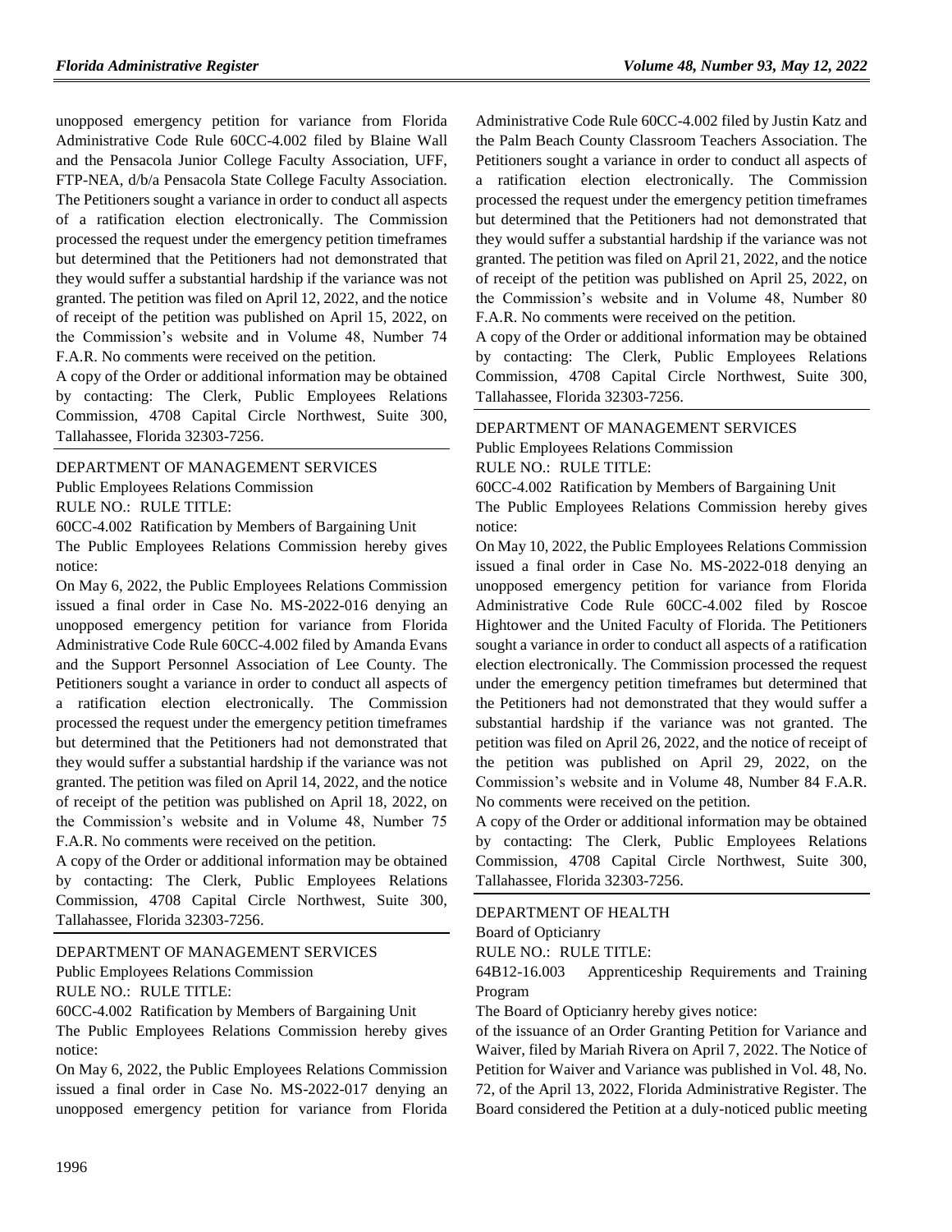unopposed emergency petition for variance from Florida Administrative Code Rule 60CC-4.002 filed by Blaine Wall and the Pensacola Junior College Faculty Association, UFF, FTP-NEA, d/b/a Pensacola State College Faculty Association. The Petitioners sought a variance in order to conduct all aspects of a ratification election electronically. The Commission processed the request under the emergency petition timeframes but determined that the Petitioners had not demonstrated that they would suffer a substantial hardship if the variance was not granted. The petition was filed on April 12, 2022, and the notice of receipt of the petition was published on April 15, 2022, on the Commission's website and in Volume 48, Number 74 F.A.R. No comments were received on the petition.

A copy of the Order or additional information may be obtained by contacting: The Clerk, Public Employees Relations Commission, 4708 Capital Circle Northwest, Suite 300, Tallahassee, Florida 32303-7256.

---

DEPARTMENT OF MANAGEMENT SERVICES

Public Employees Relations Commission

RULE NO.: RULE TITLE:

60CC-4.002 Ratification by Members of Bargaining Unit

The Public Employees Relations Commission hereby gives notice:

On May 6, 2022, the Public Employees Relations Commission issued a final order in Case No. MS-2022-016 denying an unopposed emergency petition for variance from Florida Administrative Code Rule 60CC-4.002 filed by Amanda Evans and the Support Personnel Association of Lee County. The Petitioners sought a variance in order to conduct all aspects of a ratification election electronically. The Commission processed the request under the emergency petition timeframes but determined that the Petitioners had not demonstrated that they would suffer a substantial hardship if the variance was not granted. The petition was filed on April 14, 2022, and the notice of receipt of the petition was published on April 18, 2022, on the Commission's website and in Volume 48, Number 75 F.A.R. No comments were received on the petition.

A copy of the Order or additional information may be obtained by contacting: The Clerk, Public Employees Relations Commission, 4708 Capital Circle Northwest, Suite 300, Tallahassee, Florida 32303-7256.

---

DEPARTMENT OF MANAGEMENT SERVICES

Public Employees Relations Commission

RULE NO.: RULE TITLE:

60CC-4.002 Ratification by Members of Bargaining Unit

The Public Employees Relations Commission hereby gives notice:

On May 6, 2022, the Public Employees Relations Commission issued a final order in Case No. MS-2022-017 denying an unopposed emergency petition for variance from Florida Administrative Code Rule 60CC-4.002 filed by Justin Katz and the Palm Beach County Classroom Teachers Association. The Petitioners sought a variance in order to conduct all aspects of a ratification election electronically. The Commission processed the request under the emergency petition timeframes but determined that the Petitioners had not demonstrated that they would suffer a substantial hardship if the variance was not granted. The petition was filed on April 21, 2022, and the notice of receipt of the petition was published on April 25, 2022, on the Commission's website and in Volume 48, Number 80 F.A.R. No comments were received on the petition.

A copy of the Order or additional information may be obtained by contacting: The Clerk, Public Employees Relations Commission, 4708 Capital Circle Northwest, Suite 300, Tallahassee, Florida 32303-7256.

---

DEPARTMENT OF MANAGEMENT SERVICES

Public Employees Relations Commission

RULE NO.: RULE TITLE:

60CC-4.002 Ratification by Members of Bargaining Unit

The Public Employees Relations Commission hereby gives notice:

On May 10, 2022, the Public Employees Relations Commission issued a final order in Case No. MS-2022-018 denying an unopposed emergency petition for variance from Florida Administrative Code Rule 60CC-4.002 filed by Roscoe Hightower and the United Faculty of Florida. The Petitioners sought a variance in order to conduct all aspects of a ratification election electronically. The Commission processed the request under the emergency petition timeframes but determined that the Petitioners had not demonstrated that they would suffer a substantial hardship if the variance was not granted. The petition was filed on April 26, 2022, and the notice of receipt of the petition was published on April 29, 2022, on the Commission's website and in Volume 48, Number 84 F.A.R. No comments were received on the petition.

A copy of the Order or additional information may be obtained by contacting: The Clerk, Public Employees Relations Commission, 4708 Capital Circle Northwest, Suite 300, Tallahassee, Florida 32303-7256.

---

DEPARTMENT OF HEALTH

Board of Opticianry

RULE NO.: RULE TITLE:

64B12-16.003 Apprenticeship Requirements and Training Program

The Board of Opticianry hereby gives notice:

of the issuance of an Order Granting Petition for Variance and Waiver, filed by Mariah Rivera on April 7, 2022. The Notice of Petition for Waiver and Variance was published in Vol. 48, No. 72, of the April 13, 2022, Florida Administrative Register. The Board considered the Petition at a duly-noticed public meeting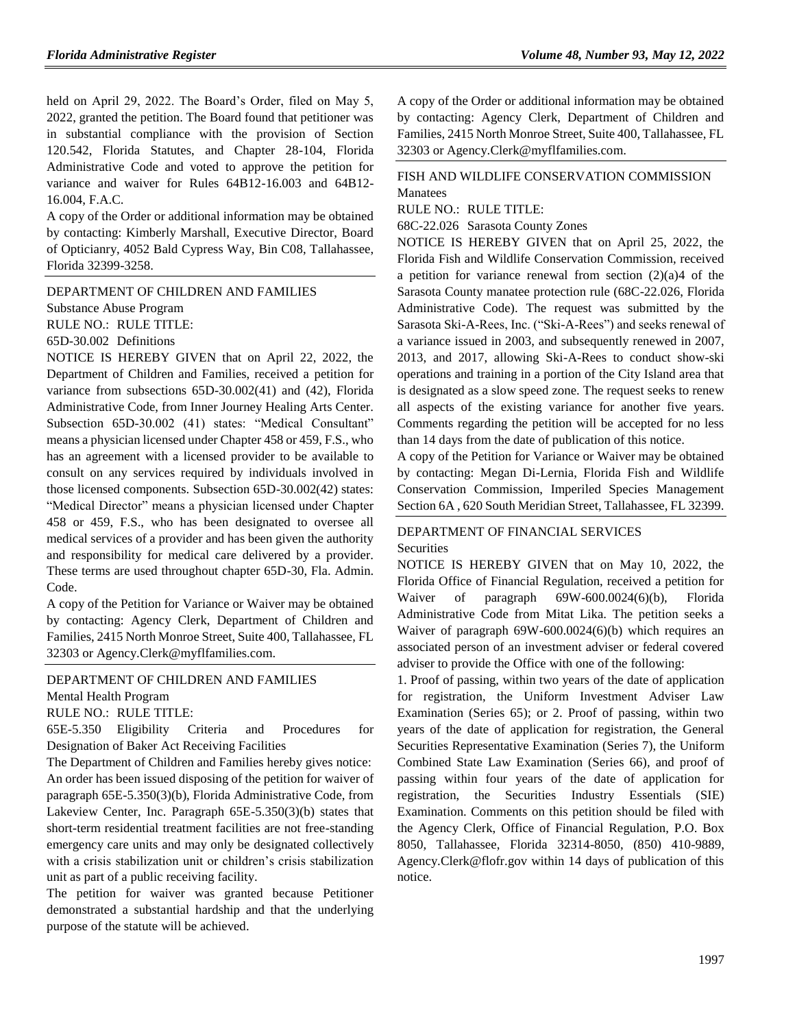held on April 29, 2022. The Board's Order, filed on May 5, 2022, granted the petition. The Board found that petitioner was in substantial compliance with the provision of Section 120.542, Florida Statutes, and Chapter 28-104, Florida Administrative Code and voted to approve the petition for variance and waiver for Rules 64B12-16.003 and 64B12-16.004, F.A.C.

A copy of the Order or additional information may be obtained by contacting: Kimberly Marshall, Executive Director, Board of Opticianry, 4052 Bald Cypress Way, Bin C08, Tallahassee, Florida 32399-3258.

DEPARTMENT OF CHILDREN AND FAMILIES

Substance Abuse Program

RULE NO.: RULE TITLE:

65D-30.002 Definitions

NOTICE IS HEREBY GIVEN that on April 22, 2022, the Department of Children and Families, received a petition for variance from subsections 65D-30.002(41) and (42), Florida Administrative Code, from Inner Journey Healing Arts Center. Subsection 65D-30.002 (41) states: "Medical Consultant" means a physician licensed under Chapter 458 or 459, F.S., who has an agreement with a licensed provider to be available to consult on any services required by individuals involved in those licensed components. Subsection 65D-30.002(42) states: "Medical Director" means a physician licensed under Chapter 458 or 459, F.S., who has been designated to oversee all medical services of a provider and has been given the authority and responsibility for medical care delivered by a provider. These terms are used throughout chapter 65D-30, Fla. Admin. Code.

A copy of the Petition for Variance or Waiver may be obtained by contacting: Agency Clerk, Department of Children and Families, 2415 North Monroe Street, Suite 400, Tallahassee, FL 32303 or Agency.Clerk@myflfamilies.com.

DEPARTMENT OF CHILDREN AND FAMILIES

Mental Health Program

RULE NO.: RULE TITLE:

65E-5.350 Eligibility Criteria and Procedures for Designation of Baker Act Receiving Facilities

The Department of Children and Families hereby gives notice: An order has been issued disposing of the petition for waiver of paragraph 65E-5.350(3)(b), Florida Administrative Code, from Lakeview Center, Inc. Paragraph 65E-5.350(3)(b) states that short-term residential treatment facilities are not free-standing emergency care units and may only be designated collectively with a crisis stabilization unit or children's crisis stabilization unit as part of a public receiving facility.

The petition for waiver was granted because Petitioner demonstrated a substantial hardship and that the underlying purpose of the statute will be achieved.

A copy of the Order or additional information may be obtained by contacting: Agency Clerk, Department of Children and Families, 2415 North Monroe Street, Suite 400, Tallahassee, FL 32303 or Agency.Clerk@myflfamilies.com.

FISH AND WILDLIFE CONSERVATION COMMISSION

Manatees

RULE NO.: RULE TITLE:

68C-22.026 Sarasota County Zones

NOTICE IS HEREBY GIVEN that on April 25, 2022, the Florida Fish and Wildlife Conservation Commission, received a petition for variance renewal from section (2)(a)4 of the Sarasota County manatee protection rule (68C-22.026, Florida Administrative Code). The request was submitted by the Sarasota Ski-A-Rees, Inc. ("Ski-A-Rees") and seeks renewal of a variance issued in 2003, and subsequently renewed in 2007, 2013, and 2017, allowing Ski-A-Rees to conduct show-ski operations and training in a portion of the City Island area that is designated as a slow speed zone. The request seeks to renew all aspects of the existing variance for another five years. Comments regarding the petition will be accepted for no less than 14 days from the date of publication of this notice.

A copy of the Petition for Variance or Waiver may be obtained by contacting: Megan Di-Lernia, Florida Fish and Wildlife Conservation Commission, Imperiled Species Management Section 6A , 620 South Meridian Street, Tallahassee, FL 32399.

DEPARTMENT OF FINANCIAL SERVICES

Securities

NOTICE IS HEREBY GIVEN that on May 10, 2022, the Florida Office of Financial Regulation, received a petition for Waiver of paragraph 69W-600.0024(6)(b), Florida Administrative Code from Mitat Lika. The petition seeks a Waiver of paragraph 69W-600.0024(6)(b) which requires an associated person of an investment adviser or federal covered adviser to provide the Office with one of the following:

1. Proof of passing, within two years of the date of application for registration, the Uniform Investment Adviser Law Examination (Series 65); or 2. Proof of passing, within two years of the date of application for registration, the General Securities Representative Examination (Series 7), the Uniform Combined State Law Examination (Series 66), and proof of passing within four years of the date of application for registration, the Securities Industry Essentials (SIE) Examination. Comments on this petition should be filed with the Agency Clerk, Office of Financial Regulation, P.O. Box 8050, Tallahassee, Florida 32314-8050, (850) 410-9889, Agency.Clerk@flofr.gov within 14 days of publication of this notice.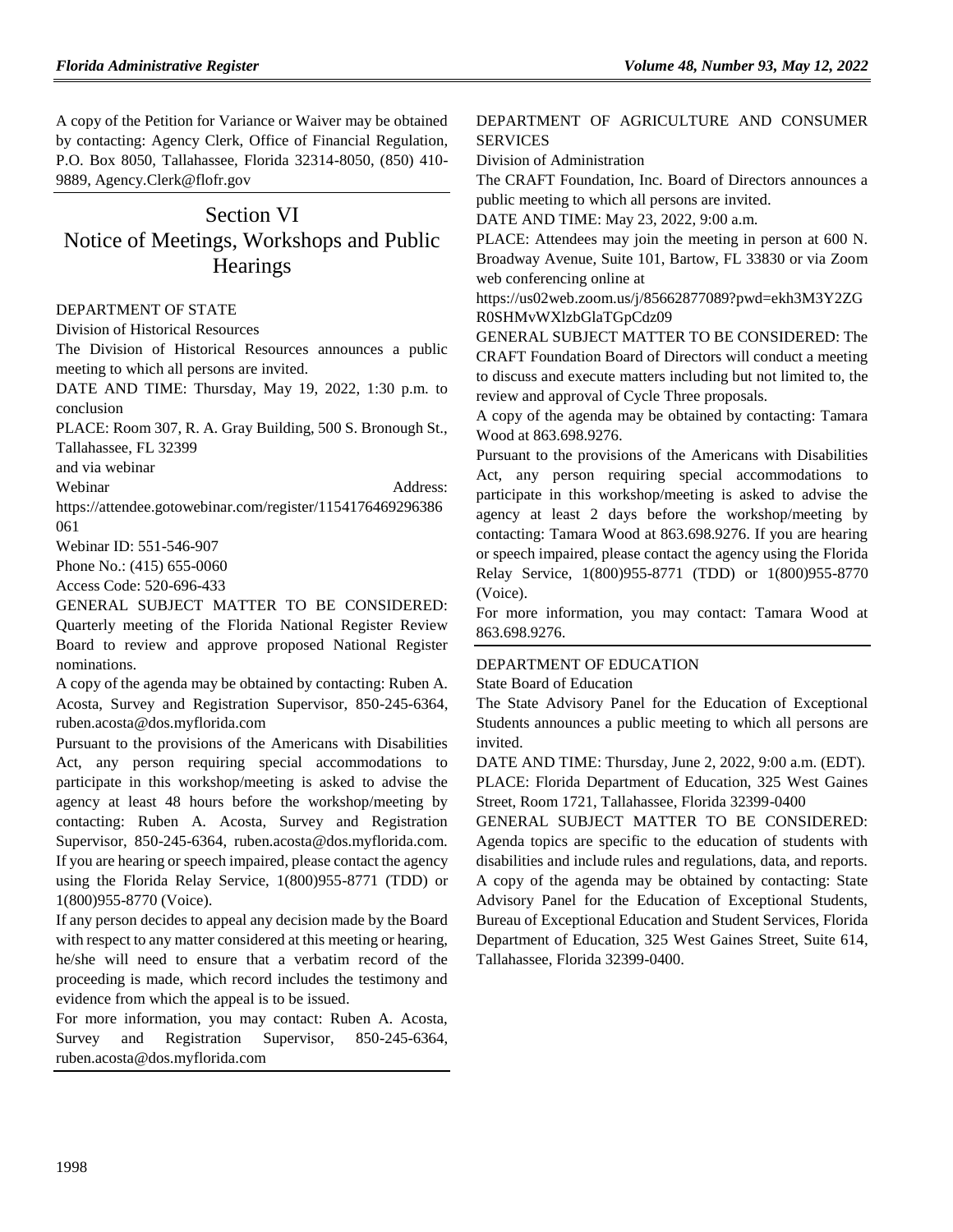A copy of the Petition for Variance or Waiver may be obtained by contacting: Agency Clerk, Office of Financial Regulation, P.O. Box 8050, Tallahassee, Florida 32314-8050, (850) 410-9889, Agency.Clerk@flofr.gov

# Section VI
# Notice of Meetings, Workshops and Public Hearings

DEPARTMENT OF STATE

Division of Historical Resources

The Division of Historical Resources announces a public meeting to which all persons are invited.

DATE AND TIME: Thursday, May 19, 2022, 1:30 p.m. to conclusion

PLACE: Room 307, R. A. Gray Building, 500 S. Bronough St., Tallahassee, FL 32399

and via webinar

Webinar Address: https://attendee.gotowebinar.com/register/1154176469296386061

Webinar ID: 551-546-907

Phone No.: (415) 655-0060

Access Code: 520-696-433

GENERAL SUBJECT MATTER TO BE CONSIDERED: Quarterly meeting of the Florida National Register Review Board to review and approve proposed National Register nominations.

A copy of the agenda may be obtained by contacting: Ruben A. Acosta, Survey and Registration Supervisor, 850-245-6364, ruben.acosta@dos.myflorida.com

Pursuant to the provisions of the Americans with Disabilities Act, any person requiring special accommodations to participate in this workshop/meeting is asked to advise the agency at least 48 hours before the workshop/meeting by contacting: Ruben A. Acosta, Survey and Registration Supervisor, 850-245-6364, ruben.acosta@dos.myflorida.com. If you are hearing or speech impaired, please contact the agency using the Florida Relay Service, 1(800)955-8771 (TDD) or 1(800)955-8770 (Voice).

If any person decides to appeal any decision made by the Board with respect to any matter considered at this meeting or hearing, he/she will need to ensure that a verbatim record of the proceeding is made, which record includes the testimony and evidence from which the appeal is to be issued.

For more information, you may contact: Ruben A. Acosta, Survey and Registration Supervisor, 850-245-6364, ruben.acosta@dos.myflorida.com

DEPARTMENT OF AGRICULTURE AND CONSUMER SERVICES

Division of Administration

The CRAFT Foundation, Inc. Board of Directors announces a public meeting to which all persons are invited.

DATE AND TIME: May 23, 2022, 9:00 a.m.

PLACE: Attendees may join the meeting in person at 600 N. Broadway Avenue, Suite 101, Bartow, FL 33830 or via Zoom web conferencing online at https://us02web.zoom.us/j/85662877089?pwd=ekh3M3Y2ZGR0SHMvWXlzbGlaTGpCdz09

GENERAL SUBJECT MATTER TO BE CONSIDERED: The CRAFT Foundation Board of Directors will conduct a meeting to discuss and execute matters including but not limited to, the review and approval of Cycle Three proposals.

A copy of the agenda may be obtained by contacting: Tamara Wood at 863.698.9276.

Pursuant to the provisions of the Americans with Disabilities Act, any person requiring special accommodations to participate in this workshop/meeting is asked to advise the agency at least 2 days before the workshop/meeting by contacting: Tamara Wood at 863.698.9276. If you are hearing or speech impaired, please contact the agency using the Florida Relay Service, 1(800)955-8771 (TDD) or 1(800)955-8770 (Voice).

For more information, you may contact: Tamara Wood at 863.698.9276.

DEPARTMENT OF EDUCATION

State Board of Education

The State Advisory Panel for the Education of Exceptional Students announces a public meeting to which all persons are invited.

DATE AND TIME: Thursday, June 2, 2022, 9:00 a.m. (EDT).

PLACE: Florida Department of Education, 325 West Gaines Street, Room 1721, Tallahassee, Florida 32399-0400

GENERAL SUBJECT MATTER TO BE CONSIDERED: Agenda topics are specific to the education of students with disabilities and include rules and regulations, data, and reports.

A copy of the agenda may be obtained by contacting: State Advisory Panel for the Education of Exceptional Students, Bureau of Exceptional Education and Student Services, Florida Department of Education, 325 West Gaines Street, Suite 614, Tallahassee, Florida 32399-0400.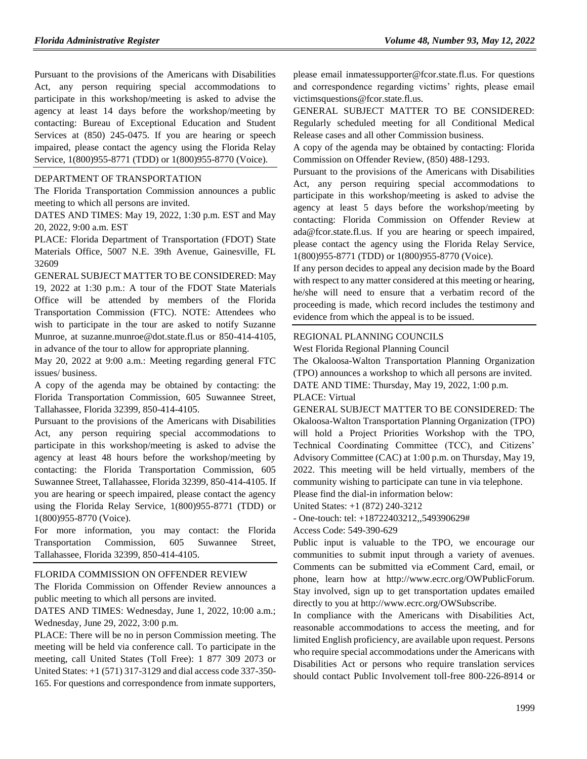Pursuant to the provisions of the Americans with Disabilities Act, any person requiring special accommodations to participate in this workshop/meeting is asked to advise the agency at least 14 days before the workshop/meeting by contacting: Bureau of Exceptional Education and Student Services at (850) 245-0475. If you are hearing or speech impaired, please contact the agency using the Florida Relay Service, 1(800)955-8771 (TDD) or 1(800)955-8770 (Voice).

DEPARTMENT OF TRANSPORTATION

The Florida Transportation Commission announces a public meeting to which all persons are invited.

DATES AND TIMES: May 19, 2022, 1:30 p.m. EST and May 20, 2022, 9:00 a.m. EST

PLACE: Florida Department of Transportation (FDOT) State Materials Office, 5007 N.E. 39th Avenue, Gainesville, FL 32609

GENERAL SUBJECT MATTER TO BE CONSIDERED: May 19, 2022 at 1:30 p.m.: A tour of the FDOT State Materials Office will be attended by members of the Florida Transportation Commission (FTC). NOTE: Attendees who wish to participate in the tour are asked to notify Suzanne Munroe, at suzanne.munroe@dot.state.fl.us or 850-414-4105, in advance of the tour to allow for appropriate planning.

May 20, 2022 at 9:00 a.m.: Meeting regarding general FTC issues/ business.

A copy of the agenda may be obtained by contacting: the Florida Transportation Commission, 605 Suwannee Street, Tallahassee, Florida 32399, 850-414-4105.

Pursuant to the provisions of the Americans with Disabilities Act, any person requiring special accommodations to participate in this workshop/meeting is asked to advise the agency at least 48 hours before the workshop/meeting by contacting: the Florida Transportation Commission, 605 Suwannee Street, Tallahassee, Florida 32399, 850-414-4105. If you are hearing or speech impaired, please contact the agency using the Florida Relay Service, 1(800)955-8771 (TDD) or 1(800)955-8770 (Voice).

For more information, you may contact: the Florida Transportation Commission, 605 Suwannee Street, Tallahassee, Florida 32399, 850-414-4105.

FLORIDA COMMISSION ON OFFENDER REVIEW

The Florida Commission on Offender Review announces a public meeting to which all persons are invited.

DATES AND TIMES: Wednesday, June 1, 2022, 10:00 a.m.; Wednesday, June 29, 2022, 3:00 p.m.

PLACE: There will be no in person Commission meeting. The meeting will be held via conference call. To participate in the meeting, call United States (Toll Free): 1 877 309 2073 or United States: +1 (571) 317-3129 and dial access code 337-350-165. For questions and correspondence from inmate supporters, please email inmatessupporter@fcor.state.fl.us. For questions and correspondence regarding victims' rights, please email victimsquestions@fcor.state.fl.us.

GENERAL SUBJECT MATTER TO BE CONSIDERED: Regularly scheduled meeting for all Conditional Medical Release cases and all other Commission business.

A copy of the agenda may be obtained by contacting: Florida Commission on Offender Review, (850) 488-1293.

Pursuant to the provisions of the Americans with Disabilities Act, any person requiring special accommodations to participate in this workshop/meeting is asked to advise the agency at least 5 days before the workshop/meeting by contacting: Florida Commission on Offender Review at ada@fcor.state.fl.us. If you are hearing or speech impaired, please contact the agency using the Florida Relay Service, 1(800)955-8771 (TDD) or 1(800)955-8770 (Voice).

If any person decides to appeal any decision made by the Board with respect to any matter considered at this meeting or hearing, he/she will need to ensure that a verbatim record of the proceeding is made, which record includes the testimony and evidence from which the appeal is to be issued.

REGIONAL PLANNING COUNCILS

West Florida Regional Planning Council

The Okaloosa-Walton Transportation Planning Organization (TPO) announces a workshop to which all persons are invited.

DATE AND TIME: Thursday, May 19, 2022, 1:00 p.m.

PLACE: Virtual

GENERAL SUBJECT MATTER TO BE CONSIDERED: The Okaloosa-Walton Transportation Planning Organization (TPO) will hold a Project Priorities Workshop with the TPO, Technical Coordinating Committee (TCC), and Citizens' Advisory Committee (CAC) at 1:00 p.m. on Thursday, May 19, 2022. This meeting will be held virtually, members of the community wishing to participate can tune in via telephone.

Please find the dial-in information below:

United States: +1 (872) 240-3212

- One-touch: tel: +18722403212,,549390629#

Access Code: 549-390-629

Public input is valuable to the TPO, we encourage our communities to submit input through a variety of avenues. Comments can be submitted via eComment Card, email, or phone, learn how at http://www.ecrc.org/OWPublicForum. Stay involved, sign up to get transportation updates emailed directly to you at http://www.ecrc.org/OWSubscribe.

In compliance with the Americans with Disabilities Act, reasonable accommodations to access the meeting, and for limited English proficiency, are available upon request. Persons who require special accommodations under the Americans with Disabilities Act or persons who require translation services should contact Public Involvement toll-free 800-226-8914 or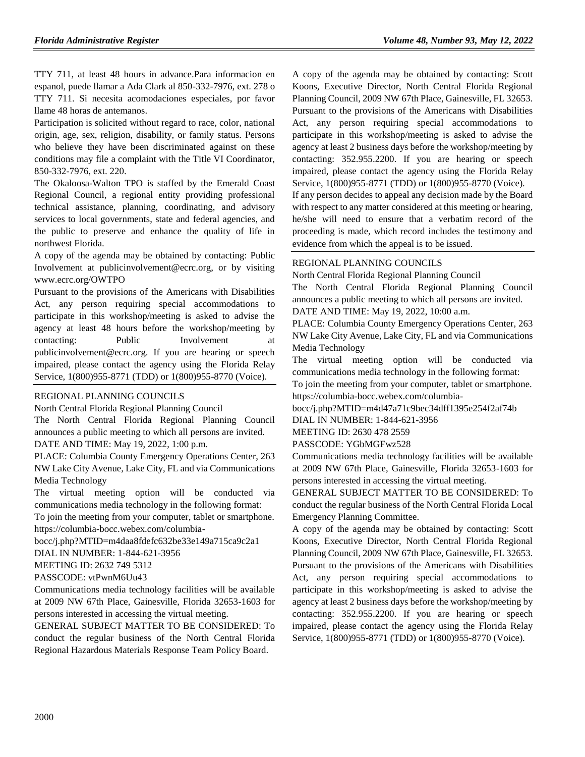TTY 711, at least 48 hours in advance.Para informacion en espanol, puede llamar a Ada Clark al 850-332-7976, ext. 278 o TTY 711. Si necesita acomodaciones especiales, por favor llame 48 horas de antemanos.

Participation is solicited without regard to race, color, national origin, age, sex, religion, disability, or family status. Persons who believe they have been discriminated against on these conditions may file a complaint with the Title VI Coordinator, 850-332-7976, ext. 220.

The Okaloosa-Walton TPO is staffed by the Emerald Coast Regional Council, a regional entity providing professional technical assistance, planning, coordinating, and advisory services to local governments, state and federal agencies, and the public to preserve and enhance the quality of life in northwest Florida.

A copy of the agenda may be obtained by contacting: Public Involvement at publicinvolvement@ecrc.org, or by visiting www.ecrc.org/OWTPO

Pursuant to the provisions of the Americans with Disabilities Act, any person requiring special accommodations to participate in this workshop/meeting is asked to advise the agency at least 48 hours before the workshop/meeting by contacting: Public Involvement at publicinvolvement@ecrc.org. If you are hearing or speech impaired, please contact the agency using the Florida Relay Service, 1(800)955-8771 (TDD) or 1(800)955-8770 (Voice).

## REGIONAL PLANNING COUNCILS

North Central Florida Regional Planning Council

The North Central Florida Regional Planning Council announces a public meeting to which all persons are invited.

DATE AND TIME: May 19, 2022, 1:00 p.m.

PLACE: Columbia County Emergency Operations Center, 263 NW Lake City Avenue, Lake City, FL and via Communications Media Technology

The virtual meeting option will be conducted via communications media technology in the following format:

To join the meeting from your computer, tablet or smartphone. https://columbia-bocc.webex.com/columbia-bocc/j.php?MTID=m4daa8fdefc632be33e149a715ca9c2a1

DIAL IN NUMBER: 1-844-621-3956

MEETING ID: 2632 749 5312

PASSCODE: vtPwnM6Uu43

Communications media technology facilities will be available at 2009 NW 67th Place, Gainesville, Florida 32653-1603 for persons interested in accessing the virtual meeting.

GENERAL SUBJECT MATTER TO BE CONSIDERED: To conduct the regular business of the North Central Florida Regional Hazardous Materials Response Team Policy Board.

A copy of the agenda may be obtained by contacting: Scott Koons, Executive Director, North Central Florida Regional Planning Council, 2009 NW 67th Place, Gainesville, FL 32653.

Pursuant to the provisions of the Americans with Disabilities Act, any person requiring special accommodations to participate in this workshop/meeting is asked to advise the agency at least 2 business days before the workshop/meeting by contacting: 352.955.2200. If you are hearing or speech impaired, please contact the agency using the Florida Relay Service, 1(800)955-8771 (TDD) or 1(800)955-8770 (Voice).

If any person decides to appeal any decision made by the Board with respect to any matter considered at this meeting or hearing, he/she will need to ensure that a verbatim record of the proceeding is made, which record includes the testimony and evidence from which the appeal is to be issued.

## REGIONAL PLANNING COUNCILS

North Central Florida Regional Planning Council

The North Central Florida Regional Planning Council announces a public meeting to which all persons are invited.

DATE AND TIME: May 19, 2022, 10:00 a.m.

PLACE: Columbia County Emergency Operations Center, 263 NW Lake City Avenue, Lake City, FL and via Communications Media Technology

The virtual meeting option will be conducted via communications media technology in the following format:

To join the meeting from your computer, tablet or smartphone. https://columbia-bocc.webex.com/columbia-bocc/j.php?MTID=m4d47a71c9bec34dff1395e254f2af74b

DIAL IN NUMBER: 1-844-621-3956

MEETING ID: 2630 478 2559

PASSCODE: YGbMGFwz528

Communications media technology facilities will be available at 2009 NW 67th Place, Gainesville, Florida 32653-1603 for persons interested in accessing the virtual meeting.

GENERAL SUBJECT MATTER TO BE CONSIDERED: To conduct the regular business of the North Central Florida Local Emergency Planning Committee.

A copy of the agenda may be obtained by contacting: Scott Koons, Executive Director, North Central Florida Regional Planning Council, 2009 NW 67th Place, Gainesville, FL 32653.

Pursuant to the provisions of the Americans with Disabilities Act, any person requiring special accommodations to participate in this workshop/meeting is asked to advise the agency at least 2 business days before the workshop/meeting by contacting: 352.955.2200. If you are hearing or speech impaired, please contact the agency using the Florida Relay Service, 1(800)955-8771 (TDD) or 1(800)955-8770 (Voice).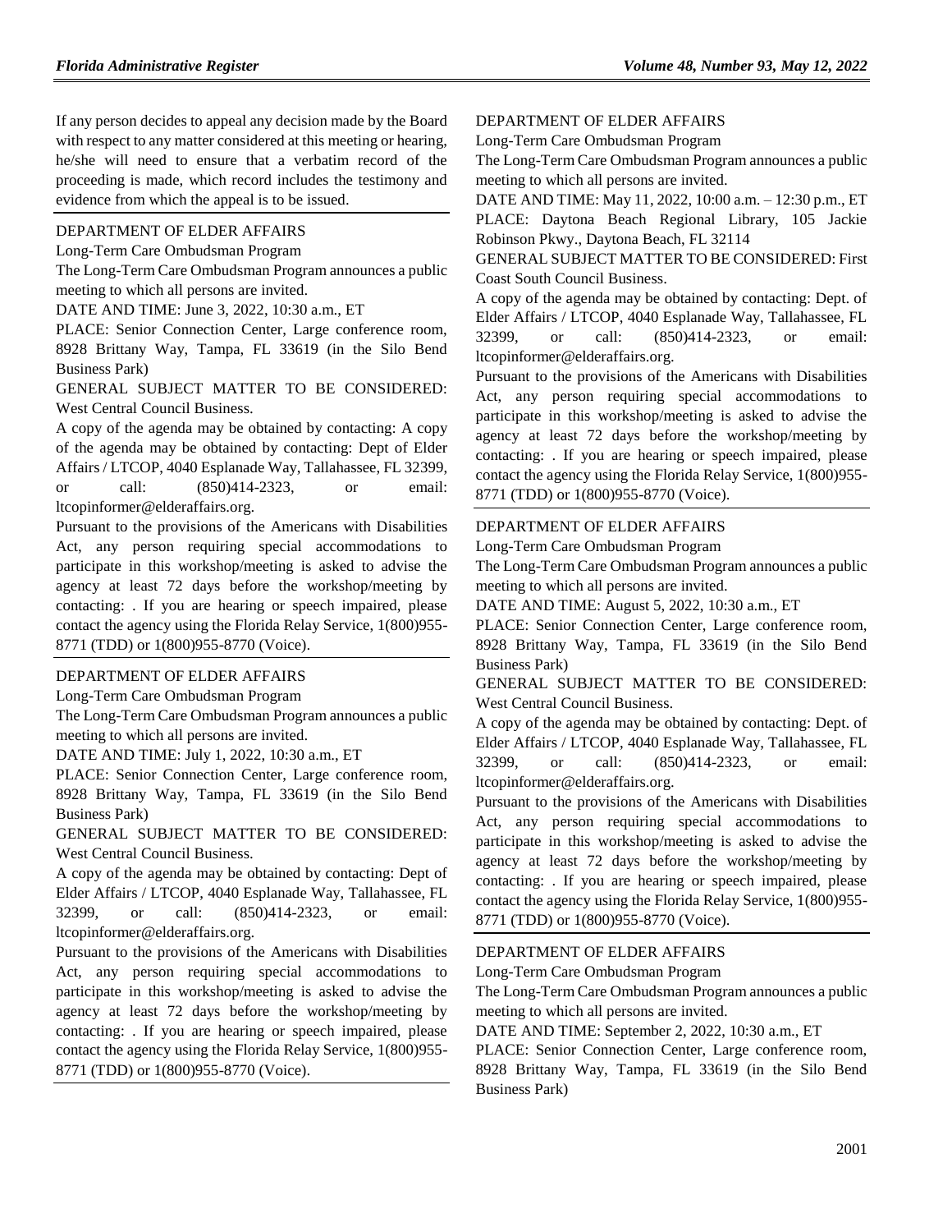If any person decides to appeal any decision made by the Board with respect to any matter considered at this meeting or hearing, he/she will need to ensure that a verbatim record of the proceeding is made, which record includes the testimony and evidence from which the appeal is to be issued.

DEPARTMENT OF ELDER AFFAIRS

Long-Term Care Ombudsman Program

The Long-Term Care Ombudsman Program announces a public meeting to which all persons are invited.

DATE AND TIME: June 3, 2022, 10:30 a.m., ET

PLACE: Senior Connection Center, Large conference room, 8928 Brittany Way, Tampa, FL 33619 (in the Silo Bend Business Park)

GENERAL SUBJECT MATTER TO BE CONSIDERED: West Central Council Business.

A copy of the agenda may be obtained by contacting: A copy of the agenda may be obtained by contacting: Dept of Elder Affairs / LTCOP, 4040 Esplanade Way, Tallahassee, FL 32399, or call: (850)414-2323, or email: ltcopinformer@elderaffairs.org.

Pursuant to the provisions of the Americans with Disabilities Act, any person requiring special accommodations to participate in this workshop/meeting is asked to advise the agency at least 72 days before the workshop/meeting by contacting: . If you are hearing or speech impaired, please contact the agency using the Florida Relay Service, 1(800)955-8771 (TDD) or 1(800)955-8770 (Voice).

DEPARTMENT OF ELDER AFFAIRS

Long-Term Care Ombudsman Program

The Long-Term Care Ombudsman Program announces a public meeting to which all persons are invited.

DATE AND TIME: July 1, 2022, 10:30 a.m., ET

PLACE: Senior Connection Center, Large conference room, 8928 Brittany Way, Tampa, FL 33619 (in the Silo Bend Business Park)

GENERAL SUBJECT MATTER TO BE CONSIDERED: West Central Council Business.

A copy of the agenda may be obtained by contacting: Dept of Elder Affairs / LTCOP, 4040 Esplanade Way, Tallahassee, FL 32399, or call: (850)414-2323, or email: ltcopinformer@elderaffairs.org.

Pursuant to the provisions of the Americans with Disabilities Act, any person requiring special accommodations to participate in this workshop/meeting is asked to advise the agency at least 72 days before the workshop/meeting by contacting: . If you are hearing or speech impaired, please contact the agency using the Florida Relay Service, 1(800)955-8771 (TDD) or 1(800)955-8770 (Voice).

DEPARTMENT OF ELDER AFFAIRS

Long-Term Care Ombudsman Program

The Long-Term Care Ombudsman Program announces a public meeting to which all persons are invited.

DATE AND TIME: May 11, 2022, 10:00 a.m. – 12:30 p.m., ET

PLACE: Daytona Beach Regional Library, 105 Jackie Robinson Pkwy., Daytona Beach, FL 32114

GENERAL SUBJECT MATTER TO BE CONSIDERED: First Coast South Council Business.

A copy of the agenda may be obtained by contacting: Dept. of Elder Affairs / LTCOP, 4040 Esplanade Way, Tallahassee, FL 32399, or call: (850)414-2323, or email: ltcopinformer@elderaffairs.org.

Pursuant to the provisions of the Americans with Disabilities Act, any person requiring special accommodations to participate in this workshop/meeting is asked to advise the agency at least 72 days before the workshop/meeting by contacting: . If you are hearing or speech impaired, please contact the agency using the Florida Relay Service, 1(800)955-8771 (TDD) or 1(800)955-8770 (Voice).

DEPARTMENT OF ELDER AFFAIRS

Long-Term Care Ombudsman Program

The Long-Term Care Ombudsman Program announces a public meeting to which all persons are invited.

DATE AND TIME: August 5, 2022, 10:30 a.m., ET

PLACE: Senior Connection Center, Large conference room, 8928 Brittany Way, Tampa, FL 33619 (in the Silo Bend Business Park)

GENERAL SUBJECT MATTER TO BE CONSIDERED: West Central Council Business.

A copy of the agenda may be obtained by contacting: Dept. of Elder Affairs / LTCOP, 4040 Esplanade Way, Tallahassee, FL 32399, or call: (850)414-2323, or email: ltcopinformer@elderaffairs.org.

Pursuant to the provisions of the Americans with Disabilities Act, any person requiring special accommodations to participate in this workshop/meeting is asked to advise the agency at least 72 days before the workshop/meeting by contacting: . If you are hearing or speech impaired, please contact the agency using the Florida Relay Service, 1(800)955-8771 (TDD) or 1(800)955-8770 (Voice).

DEPARTMENT OF ELDER AFFAIRS

Long-Term Care Ombudsman Program

The Long-Term Care Ombudsman Program announces a public meeting to which all persons are invited.

DATE AND TIME: September 2, 2022, 10:30 a.m., ET

PLACE: Senior Connection Center, Large conference room, 8928 Brittany Way, Tampa, FL 33619 (in the Silo Bend Business Park)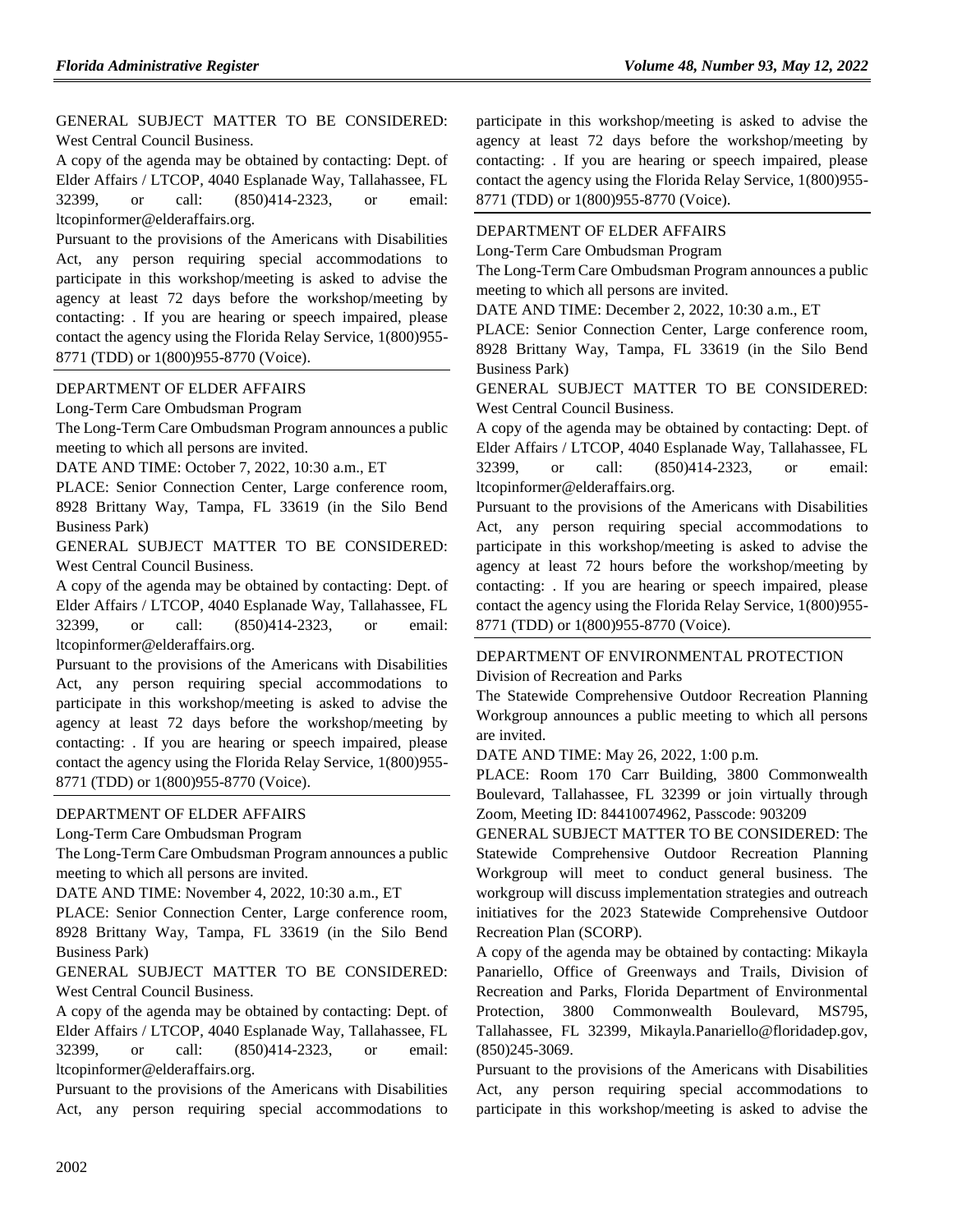GENERAL SUBJECT MATTER TO BE CONSIDERED: West Central Council Business.

A copy of the agenda may be obtained by contacting: Dept. of Elder Affairs / LTCOP, 4040 Esplanade Way, Tallahassee, FL 32399, or call: (850)414-2323, or email: ltcopinformer@elderaffairs.org.

Pursuant to the provisions of the Americans with Disabilities Act, any person requiring special accommodations to participate in this workshop/meeting is asked to advise the agency at least 72 days before the workshop/meeting by contacting: . If you are hearing or speech impaired, please contact the agency using the Florida Relay Service, 1(800)955-8771 (TDD) or 1(800)955-8770 (Voice).

DEPARTMENT OF ELDER AFFAIRS

Long-Term Care Ombudsman Program

The Long-Term Care Ombudsman Program announces a public meeting to which all persons are invited.

DATE AND TIME: October 7, 2022, 10:30 a.m., ET

PLACE: Senior Connection Center, Large conference room, 8928 Brittany Way, Tampa, FL 33619 (in the Silo Bend Business Park)

GENERAL SUBJECT MATTER TO BE CONSIDERED: West Central Council Business.

A copy of the agenda may be obtained by contacting: Dept. of Elder Affairs / LTCOP, 4040 Esplanade Way, Tallahassee, FL 32399, or call: (850)414-2323, or email: ltcopinformer@elderaffairs.org.

Pursuant to the provisions of the Americans with Disabilities Act, any person requiring special accommodations to participate in this workshop/meeting is asked to advise the agency at least 72 days before the workshop/meeting by contacting: . If you are hearing or speech impaired, please contact the agency using the Florida Relay Service, 1(800)955-8771 (TDD) or 1(800)955-8770 (Voice).

DEPARTMENT OF ELDER AFFAIRS

Long-Term Care Ombudsman Program

The Long-Term Care Ombudsman Program announces a public meeting to which all persons are invited.

DATE AND TIME: November 4, 2022, 10:30 a.m., ET

PLACE: Senior Connection Center, Large conference room, 8928 Brittany Way, Tampa, FL 33619 (in the Silo Bend Business Park)

GENERAL SUBJECT MATTER TO BE CONSIDERED: West Central Council Business.

A copy of the agenda may be obtained by contacting: Dept. of Elder Affairs / LTCOP, 4040 Esplanade Way, Tallahassee, FL 32399, or call: (850)414-2323, or email: ltcopinformer@elderaffairs.org.

Pursuant to the provisions of the Americans with Disabilities Act, any person requiring special accommodations to participate in this workshop/meeting is asked to advise the agency at least 72 days before the workshop/meeting by contacting: . If you are hearing or speech impaired, please contact the agency using the Florida Relay Service, 1(800)955-8771 (TDD) or 1(800)955-8770 (Voice).

DEPARTMENT OF ELDER AFFAIRS

Long-Term Care Ombudsman Program

The Long-Term Care Ombudsman Program announces a public meeting to which all persons are invited.

DATE AND TIME: December 2, 2022, 10:30 a.m., ET

PLACE: Senior Connection Center, Large conference room, 8928 Brittany Way, Tampa, FL 33619 (in the Silo Bend Business Park)

GENERAL SUBJECT MATTER TO BE CONSIDERED: West Central Council Business.

A copy of the agenda may be obtained by contacting: Dept. of Elder Affairs / LTCOP, 4040 Esplanade Way, Tallahassee, FL 32399, or call: (850)414-2323, or email: ltcopinformer@elderaffairs.org.

Pursuant to the provisions of the Americans with Disabilities Act, any person requiring special accommodations to participate in this workshop/meeting is asked to advise the agency at least 72 hours before the workshop/meeting by contacting: . If you are hearing or speech impaired, please contact the agency using the Florida Relay Service, 1(800)955-8771 (TDD) or 1(800)955-8770 (Voice).

DEPARTMENT OF ENVIRONMENTAL PROTECTION

Division of Recreation and Parks

The Statewide Comprehensive Outdoor Recreation Planning Workgroup announces a public meeting to which all persons are invited.

DATE AND TIME: May 26, 2022, 1:00 p.m.

PLACE: Room 170 Carr Building, 3800 Commonwealth Boulevard, Tallahassee, FL 32399 or join virtually through Zoom, Meeting ID: 84410074962, Passcode: 903209

GENERAL SUBJECT MATTER TO BE CONSIDERED: The Statewide Comprehensive Outdoor Recreation Planning Workgroup will meet to conduct general business. The workgroup will discuss implementation strategies and outreach initiatives for the 2023 Statewide Comprehensive Outdoor Recreation Plan (SCORP).

A copy of the agenda may be obtained by contacting: Mikayla Panariello, Office of Greenways and Trails, Division of Recreation and Parks, Florida Department of Environmental Protection, 3800 Commonwealth Boulevard, MS795, Tallahassee, FL 32399, Mikayla.Panariello@floridadep.gov, (850)245-3069.

Pursuant to the provisions of the Americans with Disabilities Act, any person requiring special accommodations to participate in this workshop/meeting is asked to advise the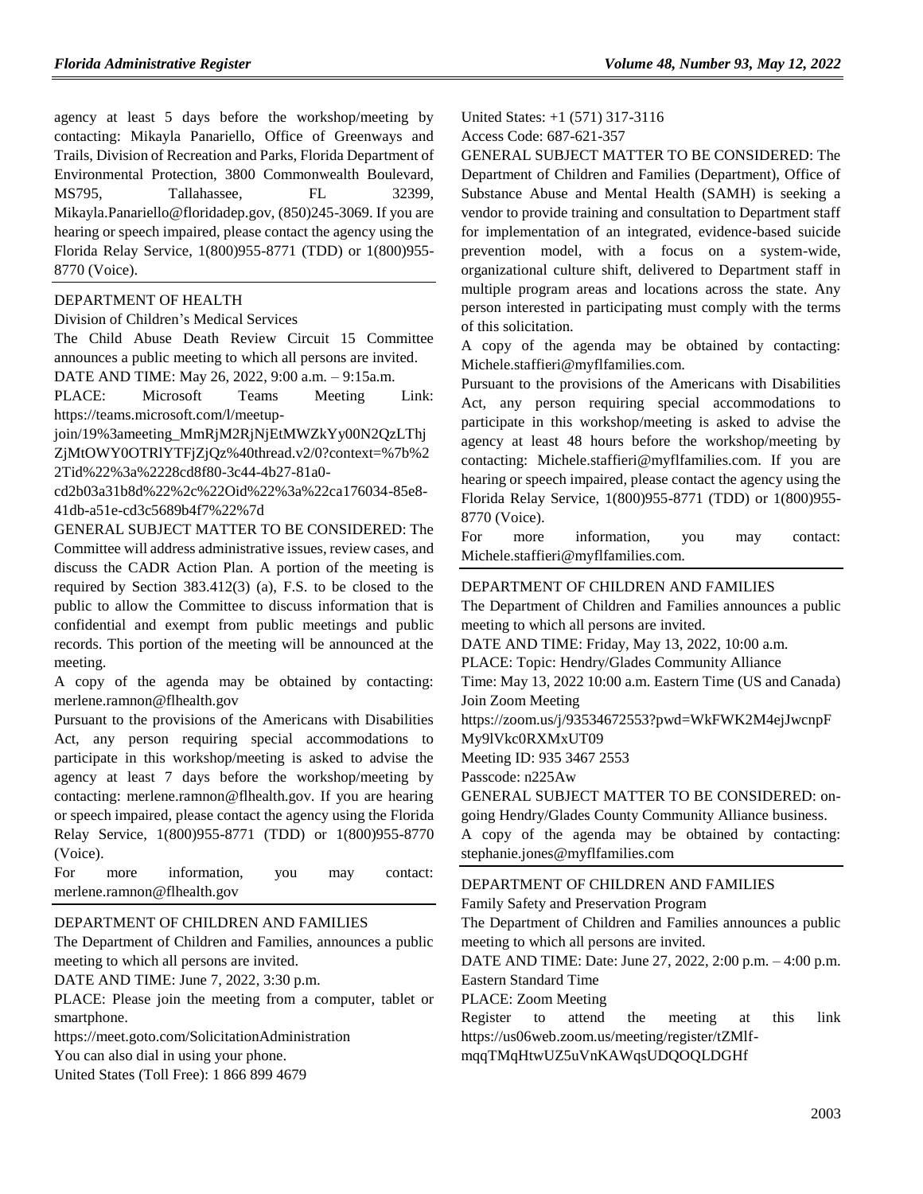agency at least 5 days before the workshop/meeting by contacting: Mikayla Panariello, Office of Greenways and Trails, Division of Recreation and Parks, Florida Department of Environmental Protection, 3800 Commonwealth Boulevard, MS795, Tallahassee, FL 32399, Mikayla.Panariello@floridadep.gov, (850)245-3069. If you are hearing or speech impaired, please contact the agency using the Florida Relay Service, 1(800)955-8771 (TDD) or 1(800)955-8770 (Voice).

## DEPARTMENT OF HEALTH

Division of Children's Medical Services

The Child Abuse Death Review Circuit 15 Committee announces a public meeting to which all persons are invited.

DATE AND TIME: May 26, 2022, 9:00 a.m. – 9:15a.m.

PLACE: Microsoft Teams Meeting Link: https://teams.microsoft.com/l/meetup-join/19%3ameeting_MmRjM2RjNjEtMWZkYy00N2QzLThjZjMtOWY0OTRlYTFjZjQz%40thread.v2/0?context=%7b%22Tid%22%3a%2228cd8f80-3c44-4b27-81a0-cd2b03a31b8d%22%2c%22Oid%22%3a%22ca176034-85e8-41db-a51e-cd3c5689b4f7%22%7d

GENERAL SUBJECT MATTER TO BE CONSIDERED: The Committee will address administrative issues, review cases, and discuss the CADR Action Plan. A portion of the meeting is required by Section 383.412(3) (a), F.S. to be closed to the public to allow the Committee to discuss information that is confidential and exempt from public meetings and public records. This portion of the meeting will be announced at the meeting.

A copy of the agenda may be obtained by contacting: merlene.ramnon@flhealth.gov

Pursuant to the provisions of the Americans with Disabilities Act, any person requiring special accommodations to participate in this workshop/meeting is asked to advise the agency at least 7 days before the workshop/meeting by contacting: merlene.ramnon@flhealth.gov. If you are hearing or speech impaired, please contact the agency using the Florida Relay Service, 1(800)955-8771 (TDD) or 1(800)955-8770 (Voice).

For more information, you may contact: merlene.ramnon@flhealth.gov

## DEPARTMENT OF CHILDREN AND FAMILIES

The Department of Children and Families, announces a public meeting to which all persons are invited.

DATE AND TIME: June 7, 2022, 3:30 p.m.

PLACE: Please join the meeting from a computer, tablet or smartphone.

https://meet.goto.com/SolicitationAdministration

You can also dial in using your phone.

United States (Toll Free): 1 866 899 4679

United States: +1 (571) 317-3116

Access Code: 687-621-357

GENERAL SUBJECT MATTER TO BE CONSIDERED: The Department of Children and Families (Department), Office of Substance Abuse and Mental Health (SAMH) is seeking a vendor to provide training and consultation to Department staff for implementation of an integrated, evidence-based suicide prevention model, with a focus on a system-wide, organizational culture shift, delivered to Department staff in multiple program areas and locations across the state. Any person interested in participating must comply with the terms of this solicitation.

A copy of the agenda may be obtained by contacting: Michele.staffieri@myflfamilies.com.

Pursuant to the provisions of the Americans with Disabilities Act, any person requiring special accommodations to participate in this workshop/meeting is asked to advise the agency at least 48 hours before the workshop/meeting by contacting: Michele.staffieri@myflfamilies.com. If you are hearing or speech impaired, please contact the agency using the Florida Relay Service, 1(800)955-8771 (TDD) or 1(800)955-8770 (Voice).

For more information, you may contact: Michele.staffieri@myflfamilies.com.

## DEPARTMENT OF CHILDREN AND FAMILIES

The Department of Children and Families announces a public meeting to which all persons are invited.

DATE AND TIME: Friday, May 13, 2022, 10:00 a.m.

PLACE: Topic: Hendry/Glades Community Alliance

Time: May 13, 2022 10:00 a.m. Eastern Time (US and Canada)

Join Zoom Meeting

https://zoom.us/j/93534672553?pwd=WkFWK2M4ejJwcnpFMy9lVkc0RXMxUT09

Meeting ID: 935 3467 2553

Passcode: n225Aw

GENERAL SUBJECT MATTER TO BE CONSIDERED: on-going Hendry/Glades County Community Alliance business.

A copy of the agenda may be obtained by contacting: stephanie.jones@myflfamilies.com

## DEPARTMENT OF CHILDREN AND FAMILIES

Family Safety and Preservation Program

The Department of Children and Families announces a public meeting to which all persons are invited.

DATE AND TIME: Date: June 27, 2022, 2:00 p.m. – 4:00 p.m. Eastern Standard Time

PLACE: Zoom Meeting

Register to attend the meeting at this link https://us06web.zoom.us/meeting/register/tZMlf-mqqTMqHtwUZ5uVnKAWqsUDQOQLDGHf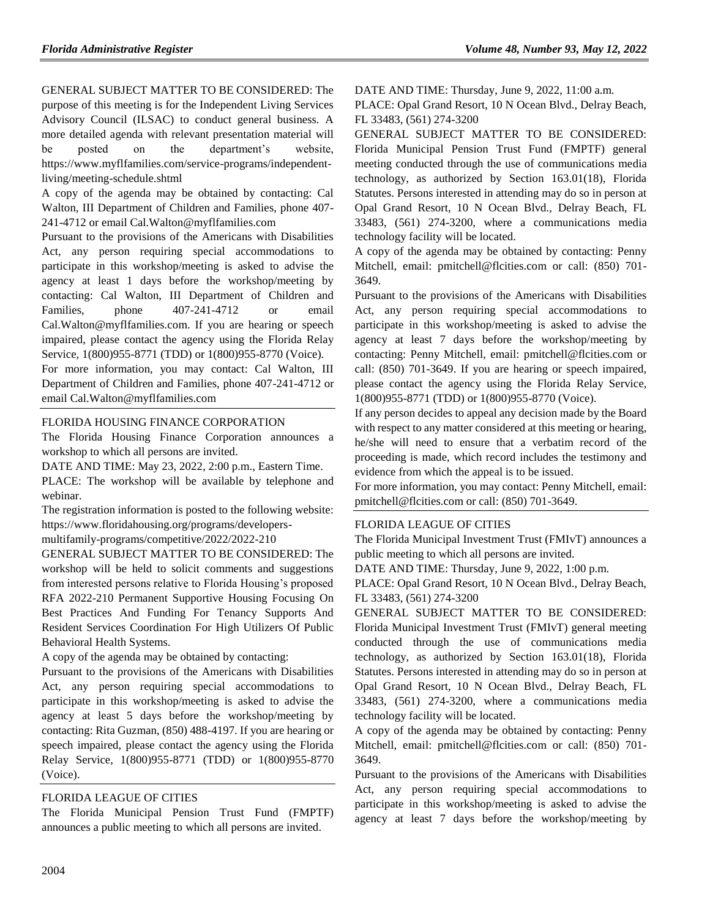GENERAL SUBJECT MATTER TO BE CONSIDERED: The purpose of this meeting is for the Independent Living Services Advisory Council (ILSAC) to conduct general business. A more detailed agenda with relevant presentation material will be posted on the department's website, https://www.myflfamilies.com/service-programs/independent-living/meeting-schedule.shtml

A copy of the agenda may be obtained by contacting: Cal Walton, III Department of Children and Families, phone 407-241-4712 or email Cal.Walton@myflfamilies.com

Pursuant to the provisions of the Americans with Disabilities Act, any person requiring special accommodations to participate in this workshop/meeting is asked to advise the agency at least 1 days before the workshop/meeting by contacting: Cal Walton, III Department of Children and Families, phone 407-241-4712 or email Cal.Walton@myflfamilies.com. If you are hearing or speech impaired, please contact the agency using the Florida Relay Service, 1(800)955-8771 (TDD) or 1(800)955-8770 (Voice).

For more information, you may contact: Cal Walton, III Department of Children and Families, phone 407-241-4712 or email Cal.Walton@myflfamilies.com

FLORIDA HOUSING FINANCE CORPORATION

The Florida Housing Finance Corporation announces a workshop to which all persons are invited.

DATE AND TIME: May 23, 2022, 2:00 p.m., Eastern Time.

PLACE: The workshop will be available by telephone and webinar.

The registration information is posted to the following website: https://www.floridahousing.org/programs/developers-multifamily-programs/competitive/2022/2022-210

GENERAL SUBJECT MATTER TO BE CONSIDERED: The workshop will be held to solicit comments and suggestions from interested persons relative to Florida Housing's proposed RFA 2022-210 Permanent Supportive Housing Focusing On Best Practices And Funding For Tenancy Supports And Resident Services Coordination For High Utilizers Of Public Behavioral Health Systems.

A copy of the agenda may be obtained by contacting:

Pursuant to the provisions of the Americans with Disabilities Act, any person requiring special accommodations to participate in this workshop/meeting is asked to advise the agency at least 5 days before the workshop/meeting by contacting: Rita Guzman, (850) 488-4197. If you are hearing or speech impaired, please contact the agency using the Florida Relay Service, 1(800)955-8771 (TDD) or 1(800)955-8770 (Voice).

FLORIDA LEAGUE OF CITIES

The Florida Municipal Pension Trust Fund (FMPTF) announces a public meeting to which all persons are invited.

DATE AND TIME: Thursday, June 9, 2022, 11:00 a.m.

PLACE: Opal Grand Resort, 10 N Ocean Blvd., Delray Beach, FL 33483, (561) 274-3200

GENERAL SUBJECT MATTER TO BE CONSIDERED: Florida Municipal Pension Trust Fund (FMPTF) general meeting conducted through the use of communications media technology, as authorized by Section 163.01(18), Florida Statutes. Persons interested in attending may do so in person at Opal Grand Resort, 10 N Ocean Blvd., Delray Beach, FL 33483, (561) 274-3200, where a communications media technology facility will be located.

A copy of the agenda may be obtained by contacting: Penny Mitchell, email: pmitchell@flcities.com or call: (850) 701-3649.

Pursuant to the provisions of the Americans with Disabilities Act, any person requiring special accommodations to participate in this workshop/meeting is asked to advise the agency at least 7 days before the workshop/meeting by contacting: Penny Mitchell, email: pmitchell@flcities.com or call: (850) 701-3649. If you are hearing or speech impaired, please contact the agency using the Florida Relay Service, 1(800)955-8771 (TDD) or 1(800)955-8770 (Voice).

If any person decides to appeal any decision made by the Board with respect to any matter considered at this meeting or hearing, he/she will need to ensure that a verbatim record of the proceeding is made, which record includes the testimony and evidence from which the appeal is to be issued.

For more information, you may contact: Penny Mitchell, email: pmitchell@flcities.com or call: (850) 701-3649.

FLORIDA LEAGUE OF CITIES

The Florida Municipal Investment Trust (FMIvT) announces a public meeting to which all persons are invited.

DATE AND TIME: Thursday, June 9, 2022, 1:00 p.m.

PLACE: Opal Grand Resort, 10 N Ocean Blvd., Delray Beach, FL 33483, (561) 274-3200

GENERAL SUBJECT MATTER TO BE CONSIDERED: Florida Municipal Investment Trust (FMIvT) general meeting conducted through the use of communications media technology, as authorized by Section 163.01(18), Florida Statutes. Persons interested in attending may do so in person at Opal Grand Resort, 10 N Ocean Blvd., Delray Beach, FL 33483, (561) 274-3200, where a communications media technology facility will be located.

A copy of the agenda may be obtained by contacting: Penny Mitchell, email: pmitchell@flcities.com or call: (850) 701-3649.

Pursuant to the provisions of the Americans with Disabilities Act, any person requiring special accommodations to participate in this workshop/meeting is asked to advise the agency at least 7 days before the workshop/meeting by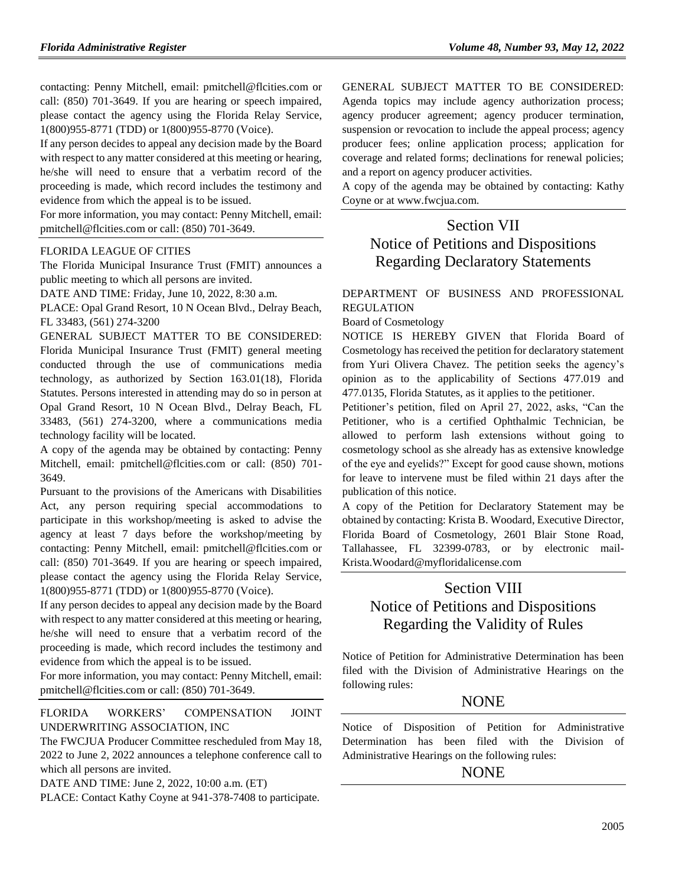contacting: Penny Mitchell, email: pmitchell@flcities.com or call: (850) 701-3649. If you are hearing or speech impaired, please contact the agency using the Florida Relay Service, 1(800)955-8771 (TDD) or 1(800)955-8770 (Voice).

If any person decides to appeal any decision made by the Board with respect to any matter considered at this meeting or hearing, he/she will need to ensure that a verbatim record of the proceeding is made, which record includes the testimony and evidence from which the appeal is to be issued.

For more information, you may contact: Penny Mitchell, email: pmitchell@flcities.com or call: (850) 701-3649.

FLORIDA LEAGUE OF CITIES

The Florida Municipal Insurance Trust (FMIT) announces a public meeting to which all persons are invited.

DATE AND TIME: Friday, June 10, 2022, 8:30 a.m.

PLACE: Opal Grand Resort, 10 N Ocean Blvd., Delray Beach, FL 33483, (561) 274-3200

GENERAL SUBJECT MATTER TO BE CONSIDERED: Florida Municipal Insurance Trust (FMIT) general meeting conducted through the use of communications media technology, as authorized by Section 163.01(18), Florida Statutes. Persons interested in attending may do so in person at Opal Grand Resort, 10 N Ocean Blvd., Delray Beach, FL 33483, (561) 274-3200, where a communications media technology facility will be located.

A copy of the agenda may be obtained by contacting: Penny Mitchell, email: pmitchell@flcities.com or call: (850) 701-3649.

Pursuant to the provisions of the Americans with Disabilities Act, any person requiring special accommodations to participate in this workshop/meeting is asked to advise the agency at least 7 days before the workshop/meeting by contacting: Penny Mitchell, email: pmitchell@flcities.com or call: (850) 701-3649. If you are hearing or speech impaired, please contact the agency using the Florida Relay Service, 1(800)955-8771 (TDD) or 1(800)955-8770 (Voice).

If any person decides to appeal any decision made by the Board with respect to any matter considered at this meeting or hearing, he/she will need to ensure that a verbatim record of the proceeding is made, which record includes the testimony and evidence from which the appeal is to be issued.

For more information, you may contact: Penny Mitchell, email: pmitchell@flcities.com or call: (850) 701-3649.

FLORIDA WORKERS' COMPENSATION JOINT UNDERWRITING ASSOCIATION, INC

The FWCJUA Producer Committee rescheduled from May 18, 2022 to June 2, 2022 announces a telephone conference call to which all persons are invited.

DATE AND TIME: June 2, 2022, 10:00 a.m. (ET)

PLACE: Contact Kathy Coyne at 941-378-7408 to participate.

GENERAL SUBJECT MATTER TO BE CONSIDERED: Agenda topics may include agency authorization process; agency producer agreement; agency producer termination, suspension or revocation to include the appeal process; agency producer fees; online application process; application for coverage and related forms; declinations for renewal policies; and a report on agency producer activities.

A copy of the agenda may be obtained by contacting: Kathy Coyne or at www.fwcjua.com.

# Section VII
# Notice of Petitions and Dispositions Regarding Declaratory Statements

DEPARTMENT OF BUSINESS AND PROFESSIONAL REGULATION

Board of Cosmetology

NOTICE IS HEREBY GIVEN that Florida Board of Cosmetology has received the petition for declaratory statement from Yuri Olivera Chavez. The petition seeks the agency's opinion as to the applicability of Sections 477.019 and 477.0135, Florida Statutes, as it applies to the petitioner.

Petitioner's petition, filed on April 27, 2022, asks, "Can the Petitioner, who is a certified Ophthalmic Technician, be allowed to perform lash extensions without going to cosmetology school as she already has as extensive knowledge of the eye and eyelids?" Except for good cause shown, motions for leave to intervene must be filed within 21 days after the publication of this notice.

A copy of the Petition for Declaratory Statement may be obtained by contacting: Krista B. Woodard, Executive Director, Florida Board of Cosmetology, 2601 Blair Stone Road, Tallahassee, FL 32399-0783, or by electronic mail-Krista.Woodard@myfloridalicense.com

# Section VIII
# Notice of Petitions and Dispositions Regarding the Validity of Rules

Notice of Petition for Administrative Determination has been filed with the Division of Administrative Hearings on the following rules:

NONE

Notice of Disposition of Petition for Administrative Determination has been filed with the Division of Administrative Hearings on the following rules:

NONE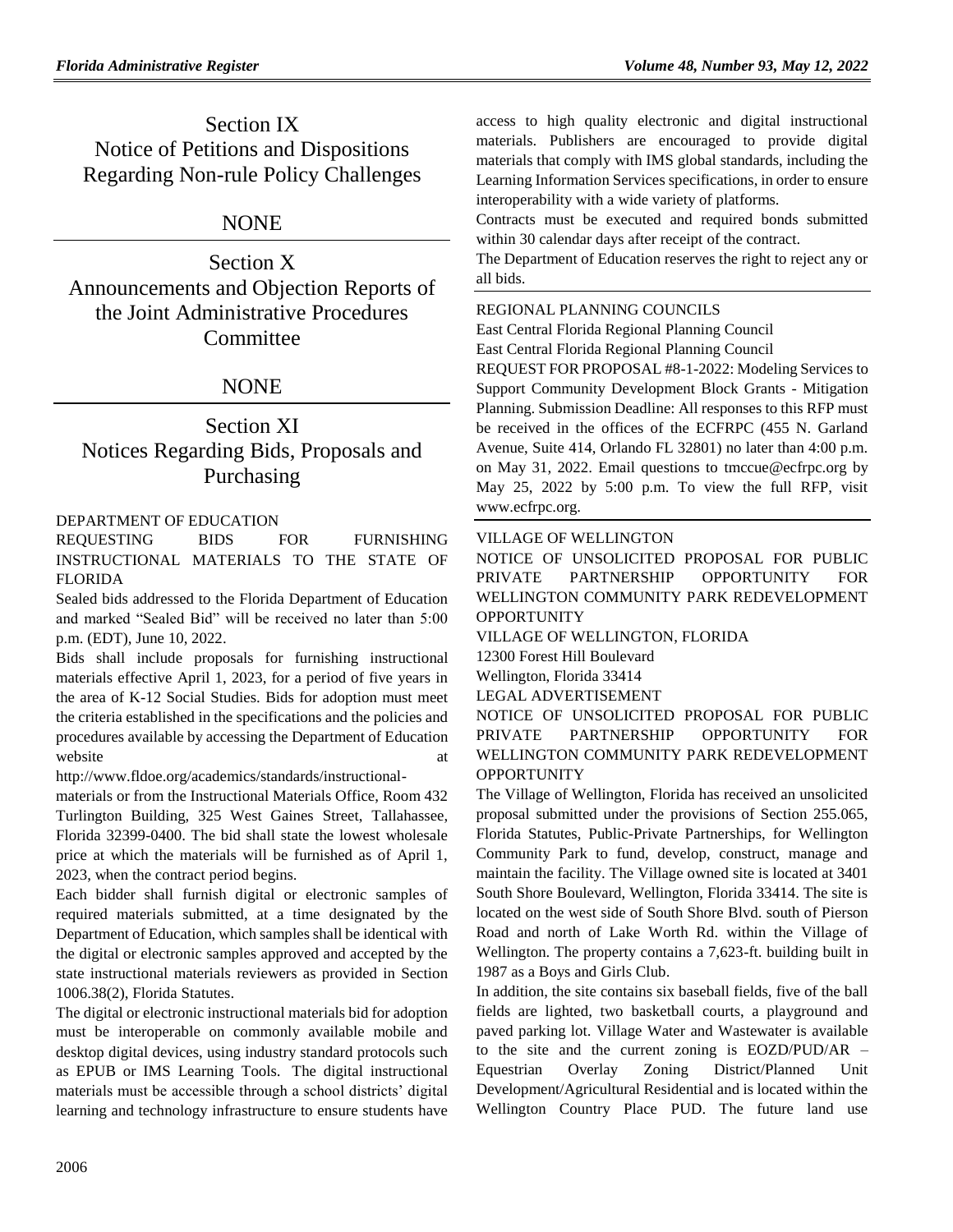# Section IX
# Notice of Petitions and Dispositions Regarding Non-rule Policy Challenges

NONE

# Section X
# Announcements and Objection Reports of the Joint Administrative Procedures Committee

NONE

# Section XI
# Notices Regarding Bids, Proposals and Purchasing

DEPARTMENT OF EDUCATION

REQUESTING BIDS FOR FURNISHING INSTRUCTIONAL MATERIALS TO THE STATE OF FLORIDA

Sealed bids addressed to the Florida Department of Education and marked "Sealed Bid" will be received no later than 5:00 p.m. (EDT), June 10, 2022.

Bids shall include proposals for furnishing instructional materials effective April 1, 2023, for a period of five years in the area of K-12 Social Studies. Bids for adoption must meet the criteria established in the specifications and the policies and procedures available by accessing the Department of Education website at http://www.fldoe.org/academics/standards/instructional-materials or from the Instructional Materials Office, Room 432 Turlington Building, 325 West Gaines Street, Tallahassee, Florida 32399-0400. The bid shall state the lowest wholesale price at which the materials will be furnished as of April 1, 2023, when the contract period begins.

Each bidder shall furnish digital or electronic samples of required materials submitted, at a time designated by the Department of Education, which samples shall be identical with the digital or electronic samples approved and accepted by the state instructional materials reviewers as provided in Section 1006.38(2), Florida Statutes.

The digital or electronic instructional materials bid for adoption must be interoperable on commonly available mobile and desktop digital devices, using industry standard protocols such as EPUB or IMS Learning Tools. The digital instructional materials must be accessible through a school districts' digital learning and technology infrastructure to ensure students have access to high quality electronic and digital instructional materials. Publishers are encouraged to provide digital materials that comply with IMS global standards, including the Learning Information Services specifications, in order to ensure interoperability with a wide variety of platforms.

Contracts must be executed and required bonds submitted within 30 calendar days after receipt of the contract.

The Department of Education reserves the right to reject any or all bids.

REGIONAL PLANNING COUNCILS

East Central Florida Regional Planning Council

East Central Florida Regional Planning Council

REQUEST FOR PROPOSAL #8-1-2022: Modeling Services to Support Community Development Block Grants - Mitigation Planning. Submission Deadline: All responses to this RFP must be received in the offices of the ECFRPC (455 N. Garland Avenue, Suite 414, Orlando FL 32801) no later than 4:00 p.m. on May 31, 2022. Email questions to tmccue@ecfrpc.org by May 25, 2022 by 5:00 p.m. To view the full RFP, visit www.ecfrpc.org.

VILLAGE OF WELLINGTON

NOTICE OF UNSOLICITED PROPOSAL FOR PUBLIC PRIVATE PARTNERSHIP OPPORTUNITY FOR WELLINGTON COMMUNITY PARK REDEVELOPMENT OPPORTUNITY

VILLAGE OF WELLINGTON, FLORIDA

12300 Forest Hill Boulevard

Wellington, Florida 33414

LEGAL ADVERTISEMENT

NOTICE OF UNSOLICITED PROPOSAL FOR PUBLIC PRIVATE PARTNERSHIP OPPORTUNITY FOR WELLINGTON COMMUNITY PARK REDEVELOPMENT OPPORTUNITY

The Village of Wellington, Florida has received an unsolicited proposal submitted under the provisions of Section 255.065, Florida Statutes, Public-Private Partnerships, for Wellington Community Park to fund, develop, construct, manage and maintain the facility. The Village owned site is located at 3401 South Shore Boulevard, Wellington, Florida 33414. The site is located on the west side of South Shore Blvd. south of Pierson Road and north of Lake Worth Rd. within the Village of Wellington. The property contains a 7,623-ft. building built in 1987 as a Boys and Girls Club.

In addition, the site contains six baseball fields, five of the ball fields are lighted, two basketball courts, a playground and paved parking lot. Village Water and Wastewater is available to the site and the current zoning is EOZD/PUD/AR – Equestrian Overlay Zoning District/Planned Unit Development/Agricultural Residential and is located within the Wellington Country Place PUD. The future land use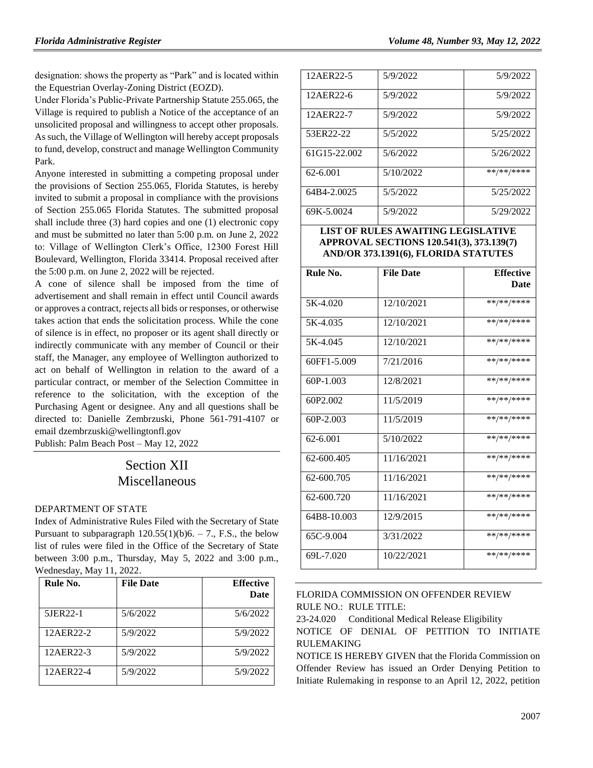designation: shows the property as "Park" and is located within the Equestrian Overlay-Zoning District (EOZD).

Under Florida's Public-Private Partnership Statute 255.065, the Village is required to publish a Notice of the acceptance of an unsolicited proposal and willingness to accept other proposals. As such, the Village of Wellington will hereby accept proposals to fund, develop, construct and manage Wellington Community Park.

Anyone interested in submitting a competing proposal under the provisions of Section 255.065, Florida Statutes, is hereby invited to submit a proposal in compliance with the provisions of Section 255.065 Florida Statutes. The submitted proposal shall include three (3) hard copies and one (1) electronic copy and must be submitted no later than 5:00 p.m. on June 2, 2022 to: Village of Wellington Clerk's Office, 12300 Forest Hill Boulevard, Wellington, Florida 33414. Proposal received after the 5:00 p.m. on June 2, 2022 will be rejected.

A cone of silence shall be imposed from the time of advertisement and shall remain in effect until Council awards or approves a contract, rejects all bids or responses, or otherwise takes action that ends the solicitation process. While the cone of silence is in effect, no proposer or its agent shall directly or indirectly communicate with any member of Council or their staff, the Manager, any employee of Wellington authorized to act on behalf of Wellington in relation to the award of a particular contract, or member of the Selection Committee in reference to the solicitation, with the exception of the Purchasing Agent or designee. Any and all questions shall be directed to: Danielle Zembrzuski, Phone 561-791-4107 or email dzembrzuski@wellingtonfl.gov

Publish: Palm Beach Post – May 12, 2022

# Section XII Miscellaneous

DEPARTMENT OF STATE

Index of Administrative Rules Filed with the Secretary of State Pursuant to subparagraph 120.55(1)(b)6. – 7., F.S., the below list of rules were filed in the Office of the Secretary of State between 3:00 p.m., Thursday, May 5, 2022 and 3:00 p.m., Wednesday, May 11, 2022.

| Rule No. | File Date | Effective Date |
|---|---|---|
| 5JER22-1 | 5/6/2022 | 5/6/2022 |
| 12AER22-2 | 5/9/2022 | 5/9/2022 |
| 12AER22-3 | 5/9/2022 | 5/9/2022 |
| 12AER22-4 | 5/9/2022 | 5/9/2022 |
| 12AER22-5 | 5/9/2022 | 5/9/2022 |
| 12AER22-6 | 5/9/2022 | 5/9/2022 |
| 12AER22-7 | 5/9/2022 | 5/9/2022 |
| 53ER22-22 | 5/5/2022 | 5/25/2022 |
| 61G15-22.002 | 5/6/2022 | 5/26/2022 |
| 62-6.001 | 5/10/2022 | \*\*/\*\*/\*\*\*\* |
| 64B4-2.0025 | 5/5/2022 | 5/25/2022 |
| 69K-5.0024 | 5/9/2022 | 5/29/2022 |

**LIST OF RULES AWAITING LEGISLATIVE APPROVAL SECTIONS 120.541(3), 373.139(7) AND/OR 373.1391(6), FLORIDA STATUTES**

| Rule No. | File Date | Effective Date |
|---|---|---|
| 5K-4.020 | 12/10/2021 | \*\*/\*\*/\*\*\*\* |
| 5K-4.035 | 12/10/2021 | \*\*/\*\*/\*\*\*\* |
| 5K-4.045 | 12/10/2021 | \*\*/\*\*/\*\*\*\* |
| 60FF1-5.009 | 7/21/2016 | \*\*/\*\*/\*\*\*\* |
| 60P-1.003 | 12/8/2021 | \*\*/\*\*/\*\*\*\* |
| 60P2.002 | 11/5/2019 | \*\*/\*\*/\*\*\*\* |
| 60P-2.003 | 11/5/2019 | \*\*/\*\*/\*\*\*\* |
| 62-6.001 | 5/10/2022 | \*\*/\*\*/\*\*\*\* |
| 62-600.405 | 11/16/2021 | \*\*/\*\*/\*\*\*\* |
| 62-600.705 | 11/16/2021 | \*\*/\*\*/\*\*\*\* |
| 62-600.720 | 11/16/2021 | \*\*/\*\*/\*\*\*\* |
| 64B8-10.003 | 12/9/2015 | \*\*/\*\*/\*\*\*\* |
| 65C-9.004 | 3/31/2022 | \*\*/\*\*/\*\*\*\* |
| 69L-7.020 | 10/22/2021 | \*\*/\*\*/\*\*\*\* |

FLORIDA COMMISSION ON OFFENDER REVIEW

RULE NO.: RULE TITLE:

23-24.020 Conditional Medical Release Eligibility

NOTICE OF DENIAL OF PETITION TO INITIATE RULEMAKING

NOTICE IS HEREBY GIVEN that the Florida Commission on Offender Review has issued an Order Denying Petition to Initiate Rulemaking in response to an April 12, 2022, petition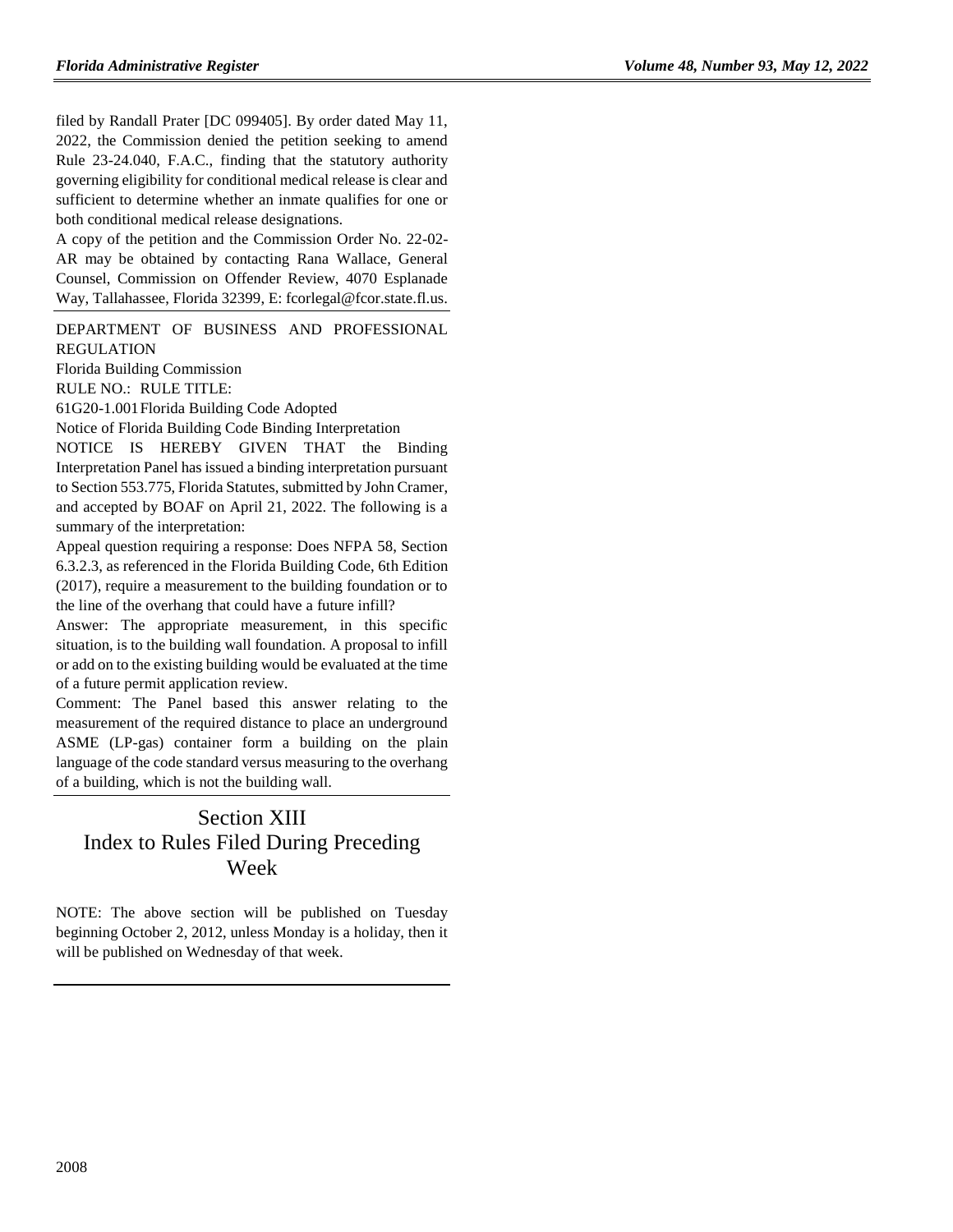filed by Randall Prater [DC 099405]. By order dated May 11, 2022, the Commission denied the petition seeking to amend Rule 23-24.040, F.A.C., finding that the statutory authority governing eligibility for conditional medical release is clear and sufficient to determine whether an inmate qualifies for one or both conditional medical release designations.

A copy of the petition and the Commission Order No. 22-02-AR may be obtained by contacting Rana Wallace, General Counsel, Commission on Offender Review, 4070 Esplanade Way, Tallahassee, Florida 32399, E: fcorlegal@fcor.state.fl.us.

DEPARTMENT OF BUSINESS AND PROFESSIONAL REGULATION

Florida Building Commission

RULE NO.: RULE TITLE:

61G20-1.001 Florida Building Code Adopted

Notice of Florida Building Code Binding Interpretation

NOTICE IS HEREBY GIVEN THAT the Binding Interpretation Panel has issued a binding interpretation pursuant to Section 553.775, Florida Statutes, submitted by John Cramer, and accepted by BOAF on April 21, 2022. The following is a summary of the interpretation:

Appeal question requiring a response: Does NFPA 58, Section 6.3.2.3, as referenced in the Florida Building Code, 6th Edition (2017), require a measurement to the building foundation or to the line of the overhang that could have a future infill?

Answer: The appropriate measurement, in this specific situation, is to the building wall foundation. A proposal to infill or add on to the existing building would be evaluated at the time of a future permit application review.

Comment: The Panel based this answer relating to the measurement of the required distance to place an underground ASME (LP-gas) container form a building on the plain language of the code standard versus measuring to the overhang of a building, which is not the building wall.

# Section XIII
# Index to Rules Filed During Preceding Week

NOTE: The above section will be published on Tuesday beginning October 2, 2012, unless Monday is a holiday, then it will be published on Wednesday of that week.